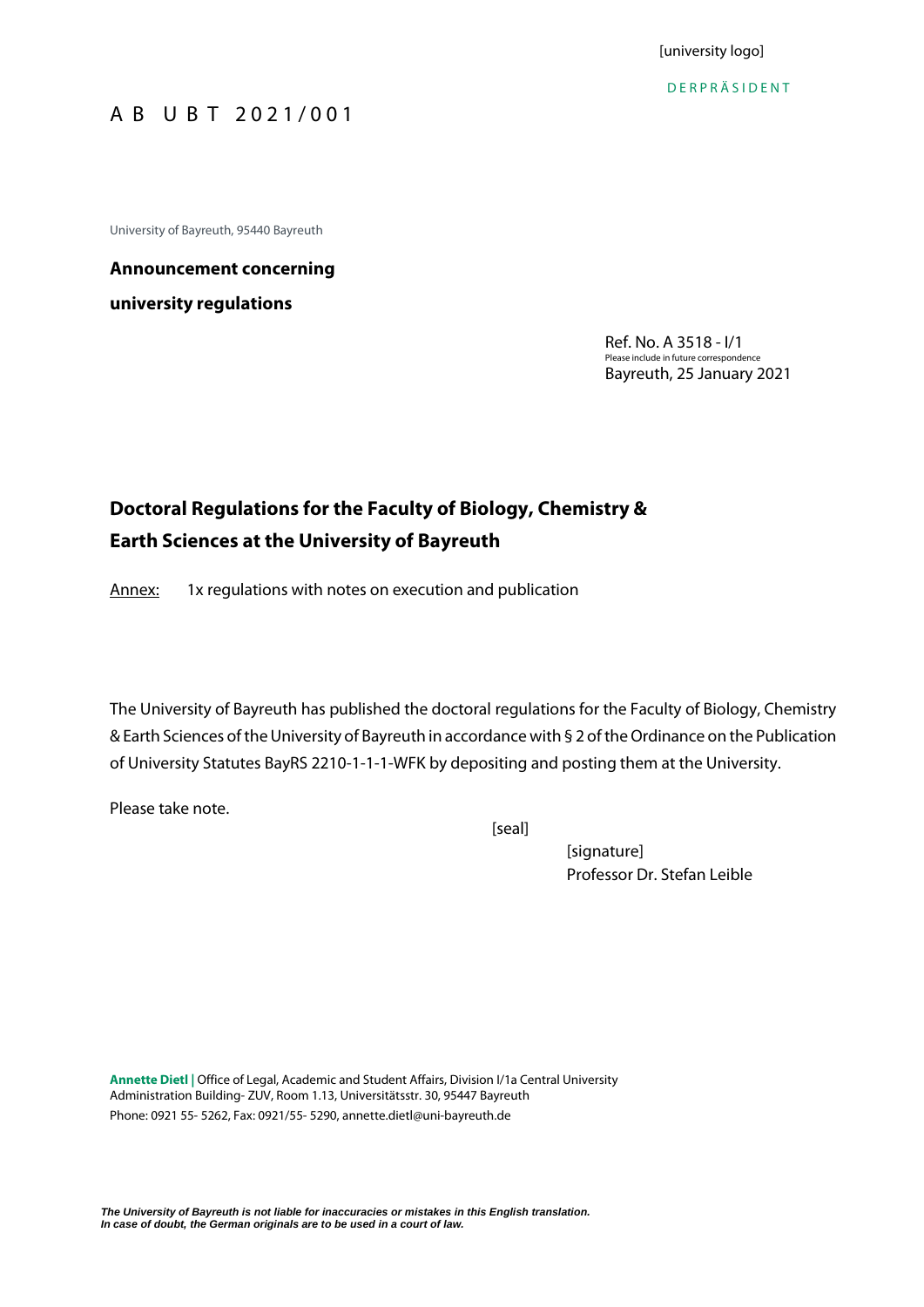[university logo]

DERPRÄSIDENT

A B U B T 2021/001

University of Bayreuth, 95440 Bayreuth

**Announcement concerning**

**university regulations**

Ref. No. A 3518 - I/1
Please include in future correspondence
Bayreuth, 25 January 2021

## Doctoral Regulations for the Faculty of Biology, Chemistry & Earth Sciences at the University of Bayreuth

Annex: 1x regulations with notes on execution and publication

The University of Bayreuth has published the doctoral regulations for the Faculty of Biology, Chemistry & Earth Sciences of the University of Bayreuth in accordance with § 2 of the Ordinance on the Publication of University Statutes BayRS 2210-1-1-1-WFK by depositing and posting them at the University.

Please take note.

[seal]

[signature]
Professor Dr. Stefan Leible

**Annette Dietl** | Office of Legal, Academic and Student Affairs, Division I/1a Central University Administration Building- ZUV, Room 1.13, Universitätsstr. 30, 95447 Bayreuth
Phone: 0921 55- 5262, Fax: 0921/55- 5290, annette.dietl@uni-bayreuth.de

***The University of Bayreuth is not liable for inaccuracies or mistakes in this English translation. In case of doubt, the German originals are to be used in a court of law.***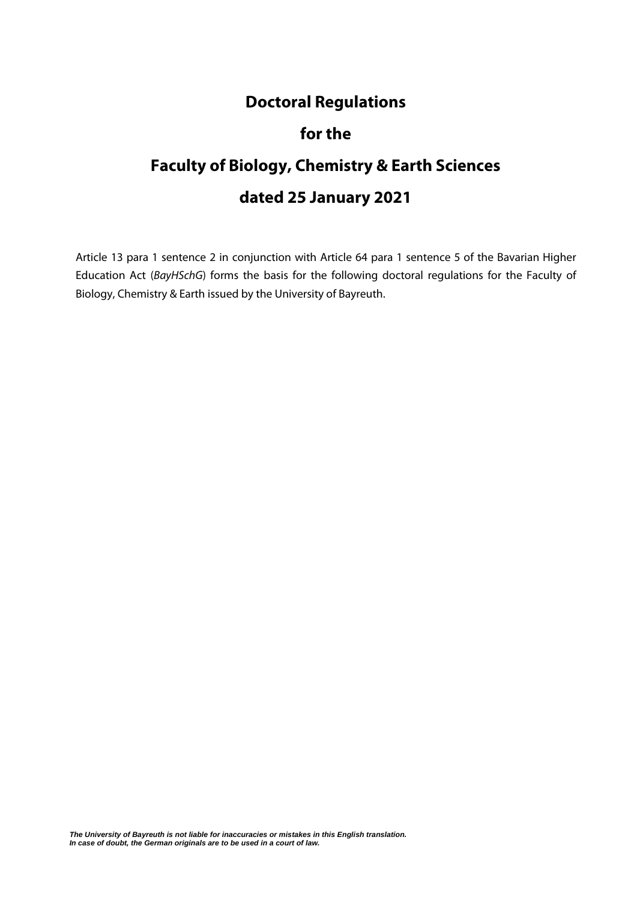# Doctoral Regulations

# for the

# Faculty of Biology, Chemistry & Earth Sciences

# dated 25 January 2021

Article 13 para 1 sentence 2 in conjunction with Article 64 para 1 sentence 5 of the Bavarian Higher Education Act (*BayHSchG*) forms the basis for the following doctoral regulations for the Faculty of Biology, Chemistry & Earth issued by the University of Bayreuth.

***The University of Bayreuth is not liable for inaccuracies or mistakes in this English translation. In case of doubt, the German originals are to be used in a court of law.***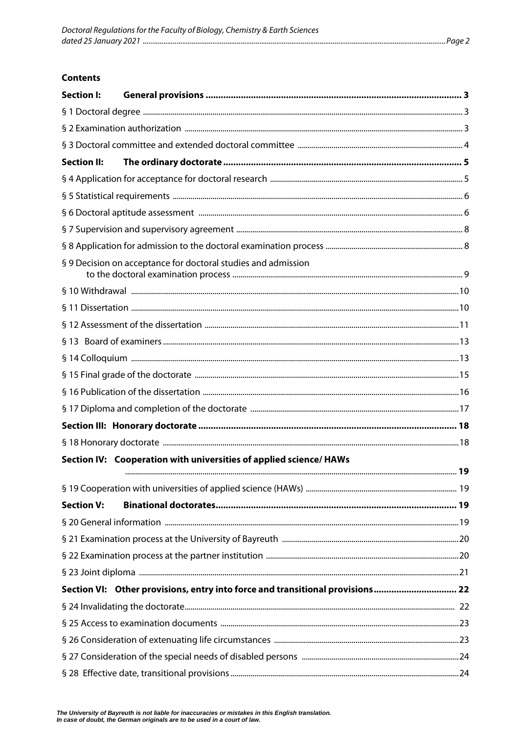**Contents**

**Section I: General provisions** ..... 3

§ 1 Doctoral degree ..... 3

§ 2 Examination authorization ..... 3

§ 3 Doctoral committee and extended doctoral committee ..... 4

**Section II: The ordinary doctorate** ..... 5

§ 4 Application for acceptance for doctoral research ..... 5

§ 5 Statistical requirements ..... 6

§ 6 Doctoral aptitude assessment ..... 6

§ 7 Supervision and supervisory agreement ..... 8

§ 8 Application for admission to the doctoral examination process ..... 8

§ 9 Decision on acceptance for doctoral studies and admission to the doctoral examination process ..... 9

§ 10 Withdrawal ..... 10

§ 11 Dissertation ..... 10

§ 12 Assessment of the dissertation ..... 11

§ 13 Board of examiners ..... 13

§ 14 Colloquium ..... 13

§ 15 Final grade of the doctorate ..... 15

§ 16 Publication of the dissertation ..... 16

§ 17 Diploma and completion of the doctorate ..... 17

**Section III: Honorary doctorate** ..... 18

§ 18 Honorary doctorate ..... 18

**Section IV: Cooperation with universities of applied science/ HAWs** ..... 19

§ 19 Cooperation with universities of applied science (HAWs) ..... 19

**Section V: Binational doctorates** ..... 19

§ 20 General information ..... 19

§ 21 Examination process at the University of Bayreuth ..... 20

§ 22 Examination process at the partner institution ..... 20

§ 23 Joint diploma ..... 21

**Section VI: Other provisions, entry into force and transitional provisions** ..... 22

§ 24 Invalidating the doctorate ..... 22

§ 25 Access to examination documents ..... 23

§ 26 Consideration of extenuating life circumstances ..... 23

§ 27 Consideration of the special needs of disabled persons ..... 24

§ 28 Effective date, transitional provisions ..... 24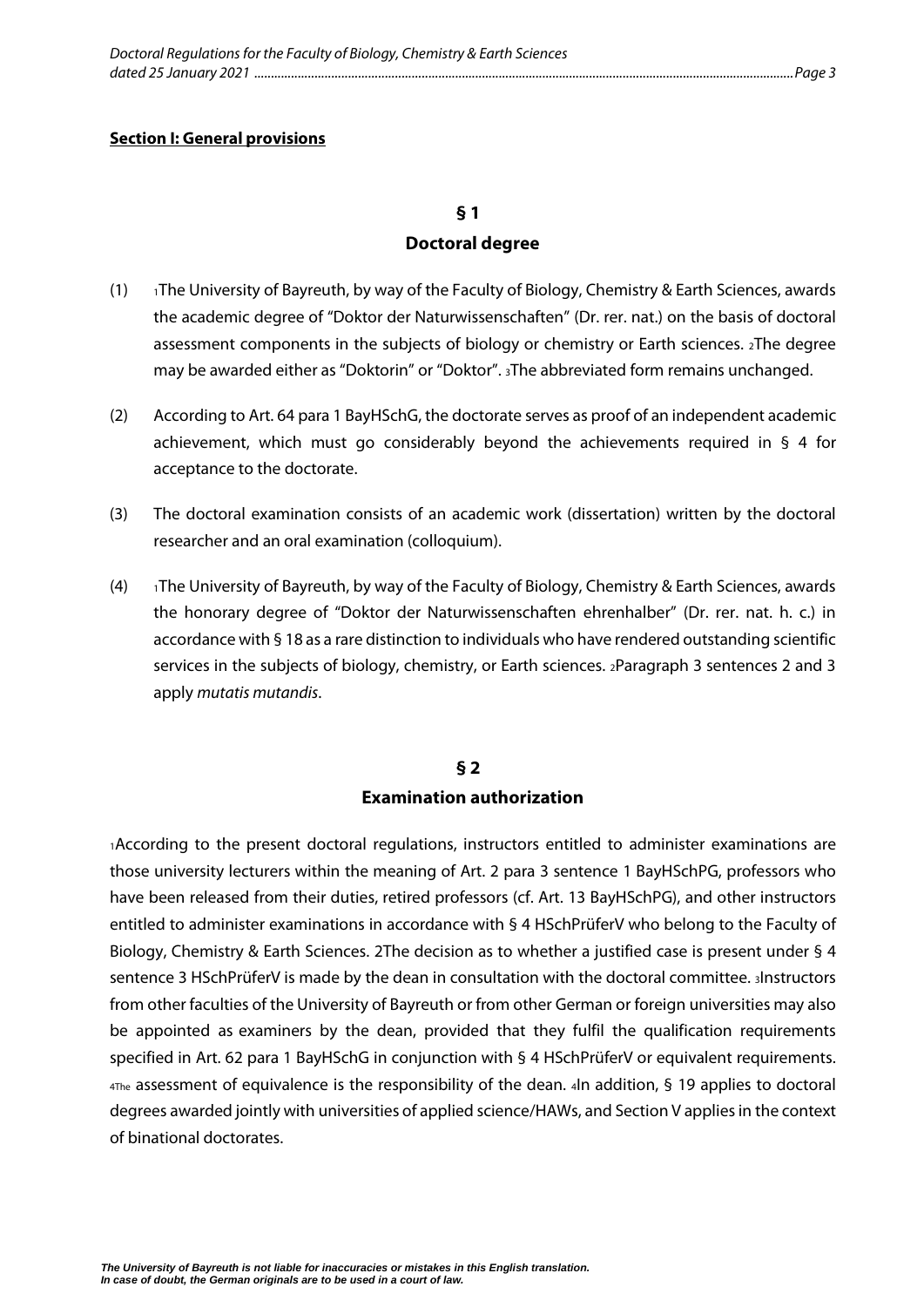**Section I: General provisions**

## § 1
## Doctoral degree

(1) [1]The University of Bayreuth, by way of the Faculty of Biology, Chemistry & Earth Sciences, awards the academic degree of "Doktor der Naturwissenschaften" (Dr. rer. nat.) on the basis of doctoral assessment components in the subjects of biology or chemistry or Earth sciences. [2]The degree may be awarded either as "Doktorin" or "Doktor". [3]The abbreviated form remains unchanged.

(2) According to Art. 64 para 1 BayHSchG, the doctorate serves as proof of an independent academic achievement, which must go considerably beyond the achievements required in § 4 for acceptance to the doctorate.

(3) The doctoral examination consists of an academic work (dissertation) written by the doctoral researcher and an oral examination (colloquium).

(4) [1]The University of Bayreuth, by way of the Faculty of Biology, Chemistry & Earth Sciences, awards the honorary degree of "Doktor der Naturwissenschaften ehrenhalber" (Dr. rer. nat. h. c.) in accordance with § 18 as a rare distinction to individuals who have rendered outstanding scientific services in the subjects of biology, chemistry, or Earth sciences. [2]Paragraph 3 sentences 2 and 3 apply *mutatis mutandis*.

## § 2
## Examination authorization

[1]According to the present doctoral regulations, instructors entitled to administer examinations are those university lecturers within the meaning of Art. 2 para 3 sentence 1 BayHSchPG, professors who have been released from their duties, retired professors (cf. Art. 13 BayHSchPG), and other instructors entitled to administer examinations in accordance with § 4 HSchPrüferV who belong to the Faculty of Biology, Chemistry & Earth Sciences. 2The decision as to whether a justified case is present under § 4 sentence 3 HSchPrüferV is made by the dean in consultation with the doctoral committee. [3]Instructors from other faculties of the University of Bayreuth or from other German or foreign universities may also be appointed as examiners by the dean, provided that they fulfil the qualification requirements specified in Art. 62 para 1 BayHSchG in conjunction with § 4 HSchPrüferV or equivalent requirements. [4]The assessment of equivalence is the responsibility of the dean. [4]In addition, § 19 applies to doctoral degrees awarded jointly with universities of applied science/HAWs, and Section V applies in the context of binational doctorates.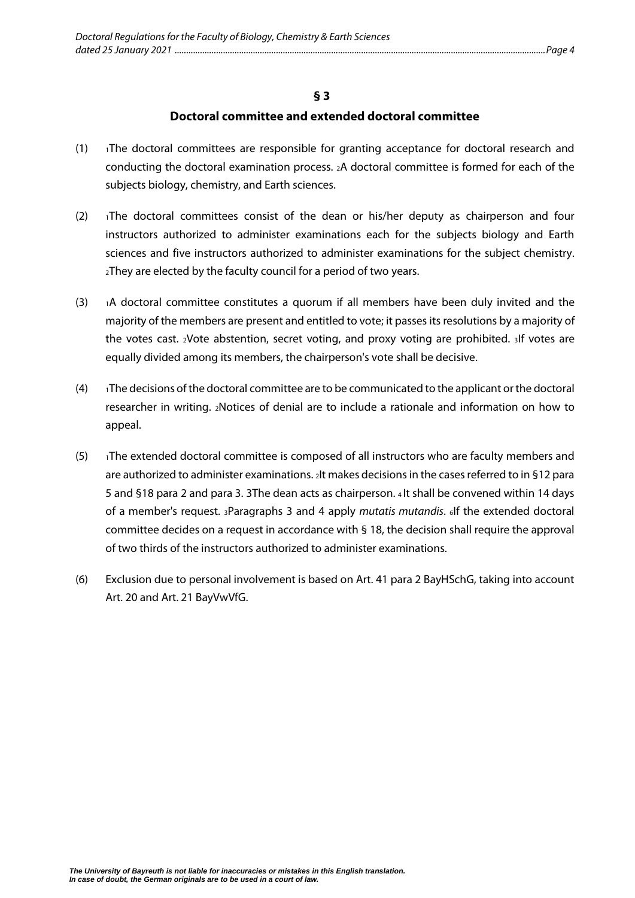## § 3

## Doctoral committee and extended doctoral committee

(1) 1The doctoral committees are responsible for granting acceptance for doctoral research and conducting the doctoral examination process. 2A doctoral committee is formed for each of the subjects biology, chemistry, and Earth sciences.

(2) 1The doctoral committees consist of the dean or his/her deputy as chairperson and four instructors authorized to administer examinations each for the subjects biology and Earth sciences and five instructors authorized to administer examinations for the subject chemistry. 2They are elected by the faculty council for a period of two years.

(3) 1A doctoral committee constitutes a quorum if all members have been duly invited and the majority of the members are present and entitled to vote; it passes its resolutions by a majority of the votes cast. 2Vote abstention, secret voting, and proxy voting are prohibited. 3If votes are equally divided among its members, the chairperson's vote shall be decisive.

(4) 1The decisions of the doctoral committee are to be communicated to the applicant or the doctoral researcher in writing. 2Notices of denial are to include a rationale and information on how to appeal.

(5) 1The extended doctoral committee is composed of all instructors who are faculty members and are authorized to administer examinations. 2It makes decisions in the cases referred to in §12 para 5 and §18 para 2 and para 3. 3The dean acts as chairperson. 4 It shall be convened within 14 days of a member's request. 3Paragraphs 3 and 4 apply *mutatis mutandis*. 6If the extended doctoral committee decides on a request in accordance with § 18, the decision shall require the approval of two thirds of the instructors authorized to administer examinations.

(6) Exclusion due to personal involvement is based on Art. 41 para 2 BayHSchG, taking into account Art. 20 and Art. 21 BayVwVfG.

***The University of Bayreuth is not liable for inaccuracies or mistakes in this English translation. In case of doubt, the German originals are to be used in a court of law.***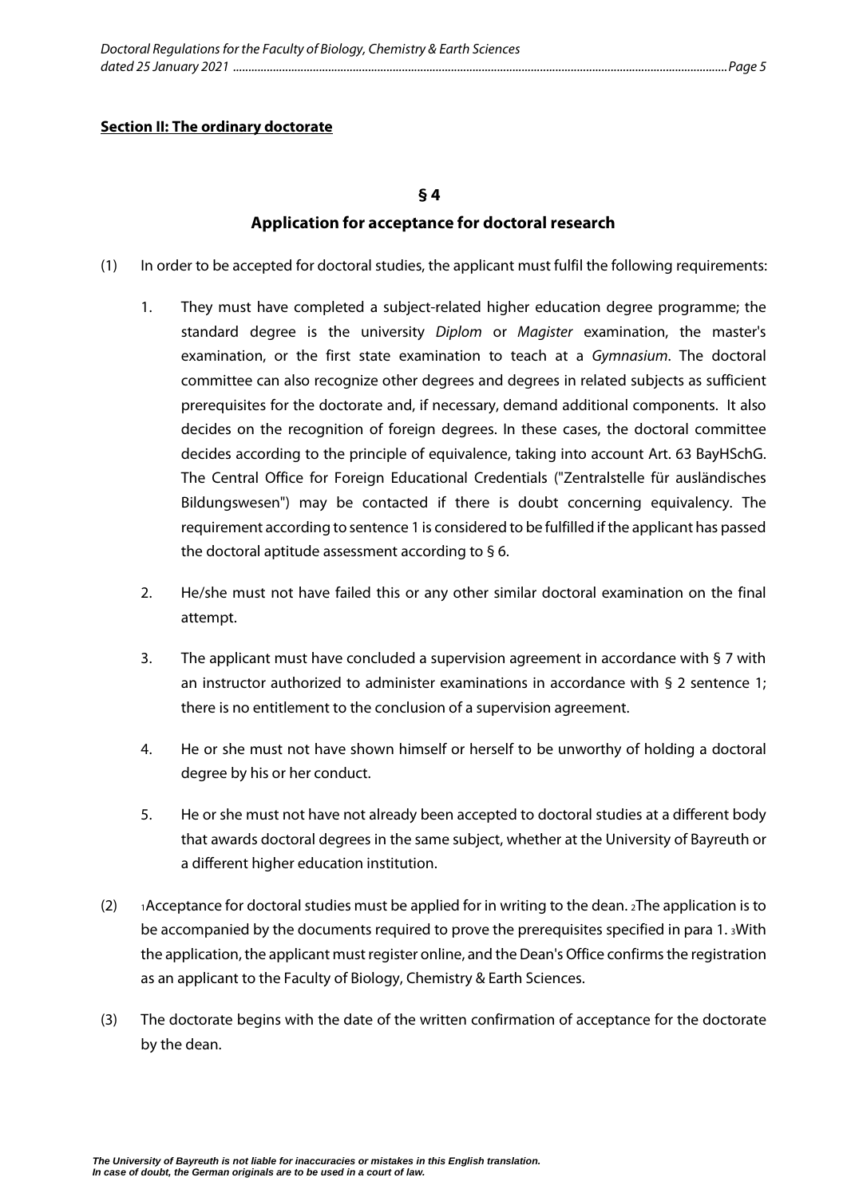**Section II: The ordinary doctorate**

## § 4

## Application for acceptance for doctoral research

(1) In order to be accepted for doctoral studies, the applicant must fulfil the following requirements:

1. They must have completed a subject-related higher education degree programme; the standard degree is the university *Diplom* or *Magister* examination, the master's examination, or the first state examination to teach at a *Gymnasium*. The doctoral committee can also recognize other degrees and degrees in related subjects as sufficient prerequisites for the doctorate and, if necessary, demand additional components. It also decides on the recognition of foreign degrees. In these cases, the doctoral committee decides according to the principle of equivalence, taking into account Art. 63 BayHSchG. The Central Office for Foreign Educational Credentials ("Zentralstelle für ausländisches Bildungswesen") may be contacted if there is doubt concerning equivalency. The requirement according to sentence 1 is considered to be fulfilled if the applicant has passed the doctoral aptitude assessment according to § 6.

2. He/she must not have failed this or any other similar doctoral examination on the final attempt.

3. The applicant must have concluded a supervision agreement in accordance with § 7 with an instructor authorized to administer examinations in accordance with § 2 sentence 1; there is no entitlement to the conclusion of a supervision agreement.

4. He or she must not have shown himself or herself to be unworthy of holding a doctoral degree by his or her conduct.

5. He or she must not have not already been accepted to doctoral studies at a different body that awards doctoral degrees in the same subject, whether at the University of Bayreuth or a different higher education institution.

(2) [1]Acceptance for doctoral studies must be applied for in writing to the dean. [2]The application is to be accompanied by the documents required to prove the prerequisites specified in para 1. [3]With the application, the applicant must register online, and the Dean's Office confirms the registration as an applicant to the Faculty of Biology, Chemistry & Earth Sciences.

(3) The doctorate begins with the date of the written confirmation of acceptance for the doctorate by the dean.

***The University of Bayreuth is not liable for inaccuracies or mistakes in this English translation. In case of doubt, the German originals are to be used in a court of law.***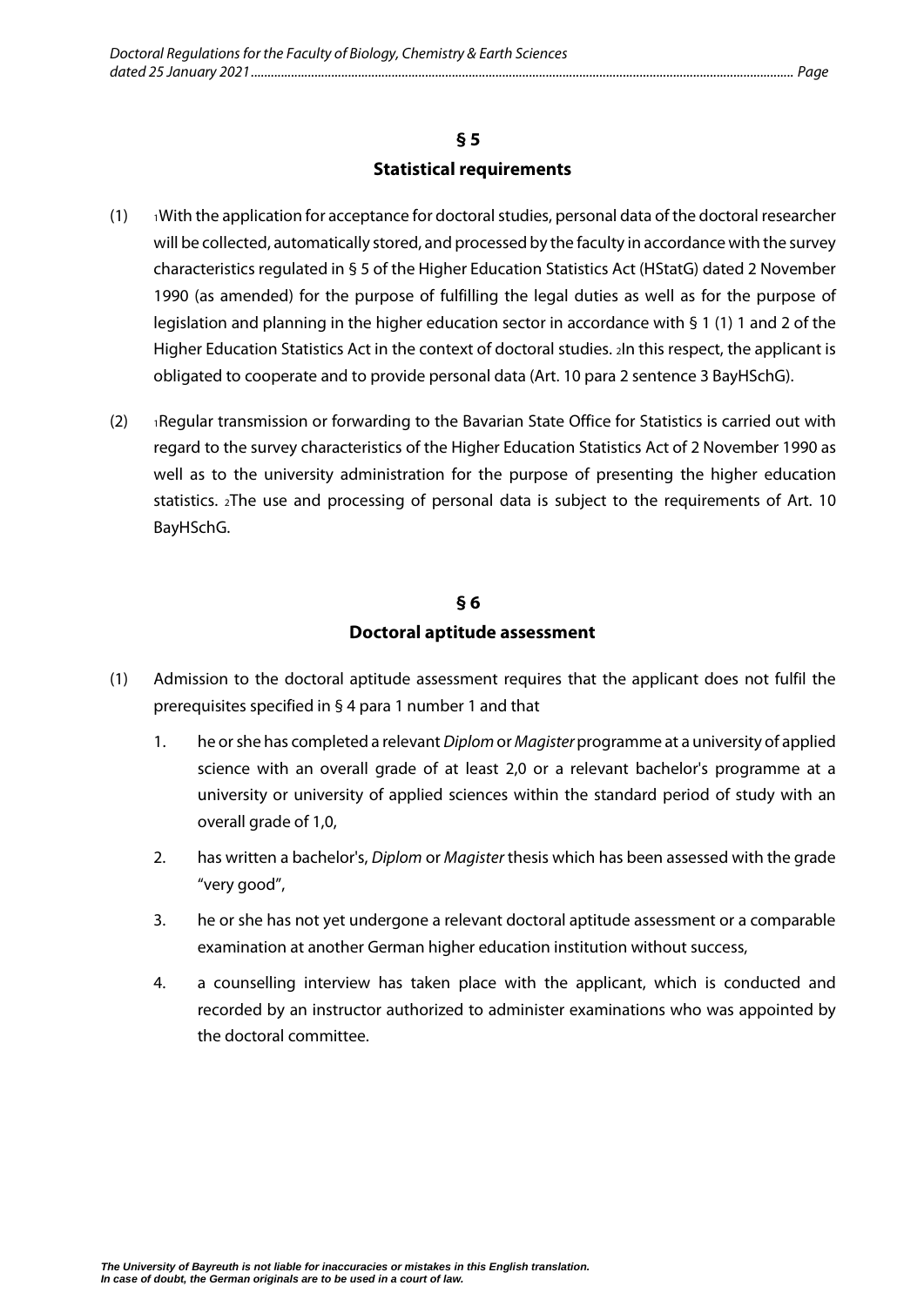## § 5
## Statistical requirements

(1) 1With the application for acceptance for doctoral studies, personal data of the doctoral researcher will be collected, automatically stored, and processed by the faculty in accordance with the survey characteristics regulated in § 5 of the Higher Education Statistics Act (HStatG) dated 2 November 1990 (as amended) for the purpose of fulfilling the legal duties as well as for the purpose of legislation and planning in the higher education sector in accordance with § 1 (1) 1 and 2 of the Higher Education Statistics Act in the context of doctoral studies. 2In this respect, the applicant is obligated to cooperate and to provide personal data (Art. 10 para 2 sentence 3 BayHSchG).

(2) 1Regular transmission or forwarding to the Bavarian State Office for Statistics is carried out with regard to the survey characteristics of the Higher Education Statistics Act of 2 November 1990 as well as to the university administration for the purpose of presenting the higher education statistics. 2The use and processing of personal data is subject to the requirements of Art. 10 BayHSchG.

## § 6
## Doctoral aptitude assessment

(1) Admission to the doctoral aptitude assessment requires that the applicant does not fulfil the prerequisites specified in § 4 para 1 number 1 and that

1. he or she has completed a relevant *Diplom* or *Magister* programme at a university of applied science with an overall grade of at least 2,0 or a relevant bachelor's programme at a university or university of applied sciences within the standard period of study with an overall grade of 1,0,
2. has written a bachelor's, *Diplom* or *Magister* thesis which has been assessed with the grade "very good",
3. he or she has not yet undergone a relevant doctoral aptitude assessment or a comparable examination at another German higher education institution without success,
4. a counselling interview has taken place with the applicant, which is conducted and recorded by an instructor authorized to administer examinations who was appointed by the doctoral committee.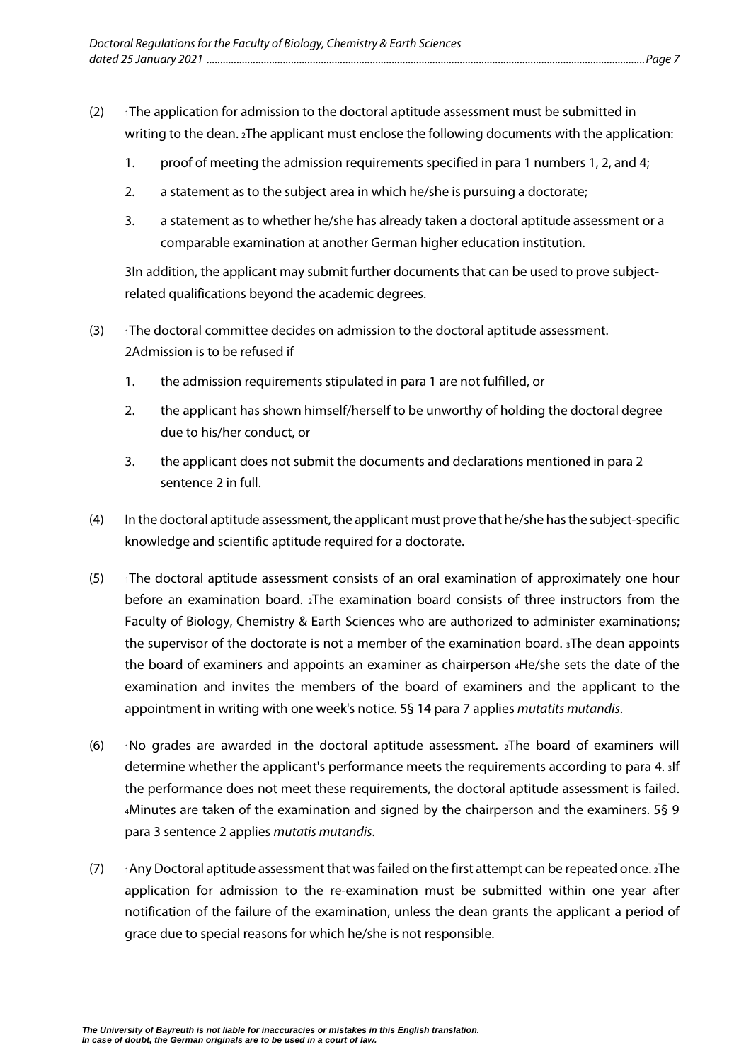(2) [1]The application for admission to the doctoral aptitude assessment must be submitted in writing to the dean. [2]The applicant must enclose the following documents with the application:

1. proof of meeting the admission requirements specified in para 1 numbers 1, 2, and 4;
2. a statement as to the subject area in which he/she is pursuing a doctorate;
3. a statement as to whether he/she has already taken a doctoral aptitude assessment or a comparable examination at another German higher education institution.

3In addition, the applicant may submit further documents that can be used to prove subject-related qualifications beyond the academic degrees.

(3) [1]The doctoral committee decides on admission to the doctoral aptitude assessment. 2Admission is to be refused if

1. the admission requirements stipulated in para 1 are not fulfilled, or
2. the applicant has shown himself/herself to be unworthy of holding the doctoral degree due to his/her conduct, or
3. the applicant does not submit the documents and declarations mentioned in para 2 sentence 2 in full.

(4) In the doctoral aptitude assessment, the applicant must prove that he/she has the subject-specific knowledge and scientific aptitude required for a doctorate.

(5) [1]The doctoral aptitude assessment consists of an oral examination of approximately one hour before an examination board. [2]The examination board consists of three instructors from the Faculty of Biology, Chemistry & Earth Sciences who are authorized to administer examinations; the supervisor of the doctorate is not a member of the examination board. [3]The dean appoints the board of examiners and appoints an examiner as chairperson [4]He/she sets the date of the examination and invites the members of the board of examiners and the applicant to the appointment in writing with one week's notice. 5§ 14 para 7 applies *mutatits mutandis*.

(6) [1]No grades are awarded in the doctoral aptitude assessment. [2]The board of examiners will determine whether the applicant's performance meets the requirements according to para 4. [3]If the performance does not meet these requirements, the doctoral aptitude assessment is failed. [4]Minutes are taken of the examination and signed by the chairperson and the examiners. 5§ 9 para 3 sentence 2 applies *mutatis mutandis*.

(7) [1]Any Doctoral aptitude assessment that was failed on the first attempt can be repeated once. [2]The application for admission to the re-examination must be submitted within one year after notification of the failure of the examination, unless the dean grants the applicant a period of grace due to special reasons for which he/she is not responsible.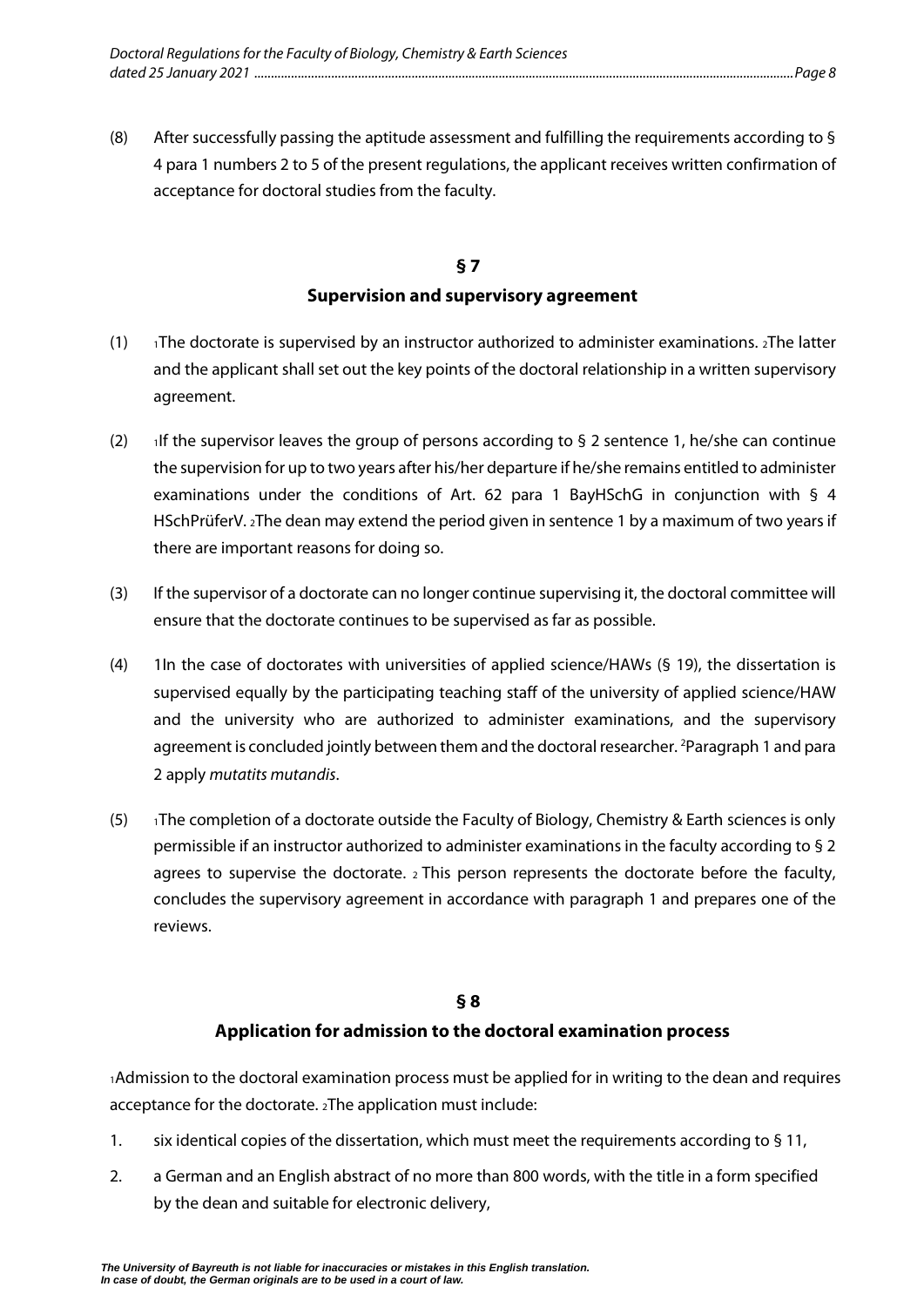(8) After successfully passing the aptitude assessment and fulfilling the requirements according to § 4 para 1 numbers 2 to 5 of the present regulations, the applicant receives written confirmation of acceptance for doctoral studies from the faculty.

## § 7
## Supervision and supervisory agreement

(1) [1]The doctorate is supervised by an instructor authorized to administer examinations. [2]The latter and the applicant shall set out the key points of the doctoral relationship in a written supervisory agreement.

(2) [1]If the supervisor leaves the group of persons according to § 2 sentence 1, he/she can continue the supervision for up to two years after his/her departure if he/she remains entitled to administer examinations under the conditions of Art. 62 para 1 BayHSchG in conjunction with § 4 HSchPrüferV. [2]The dean may extend the period given in sentence 1 by a maximum of two years if there are important reasons for doing so.

(3) If the supervisor of a doctorate can no longer continue supervising it, the doctoral committee will ensure that the doctorate continues to be supervised as far as possible.

(4) 1In the case of doctorates with universities of applied science/HAWs (§ 19), the dissertation is supervised equally by the participating teaching staff of the university of applied science/HAW and the university who are authorized to administer examinations, and the supervisory agreement is concluded jointly between them and the doctoral researcher. [2]Paragraph 1 and para 2 apply *mutatits mutandis*.

(5) [1]The completion of a doctorate outside the Faculty of Biology, Chemistry & Earth sciences is only permissible if an instructor authorized to administer examinations in the faculty according to § 2 agrees to supervise the doctorate. [2] This person represents the doctorate before the faculty, concludes the supervisory agreement in accordance with paragraph 1 and prepares one of the reviews.

## § 8
## Application for admission to the doctoral examination process

[1]Admission to the doctoral examination process must be applied for in writing to the dean and requires acceptance for the doctorate. [2]The application must include:

1. six identical copies of the dissertation, which must meet the requirements according to § 11,
2. a German and an English abstract of no more than 800 words, with the title in a form specified by the dean and suitable for electronic delivery,

*The University of Bayreuth is not liable for inaccuracies or mistakes in this English translation. In case of doubt, the German originals are to be used in a court of law.*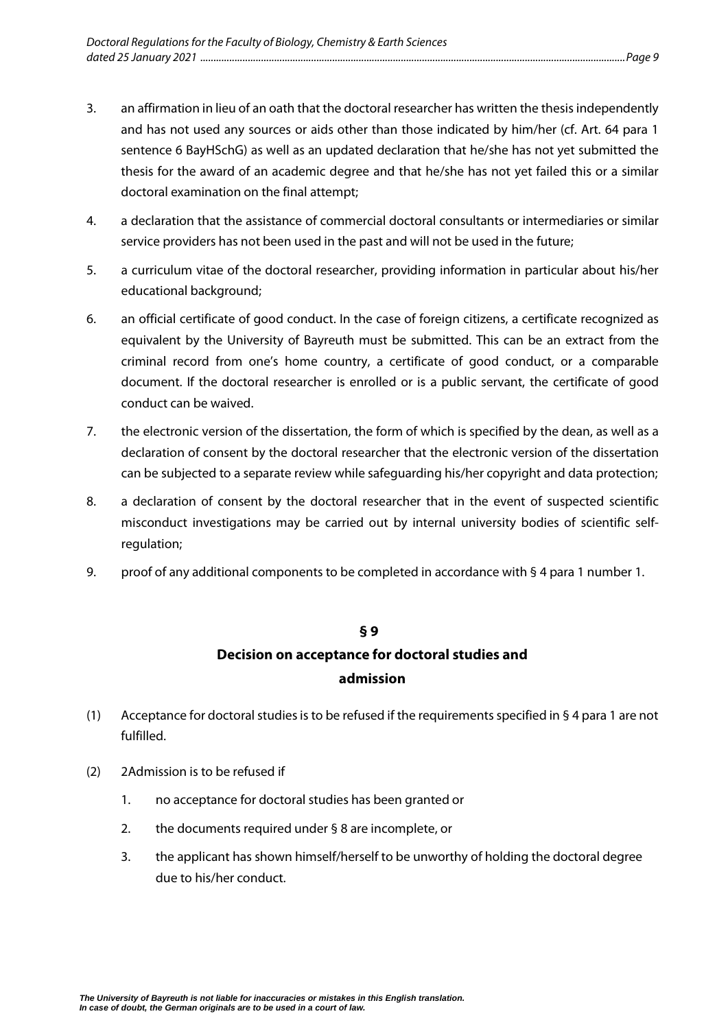3. an affirmation in lieu of an oath that the doctoral researcher has written the thesis independently and has not used any sources or aids other than those indicated by him/her (cf. Art. 64 para 1 sentence 6 BayHSchG) as well as an updated declaration that he/she has not yet submitted the thesis for the award of an academic degree and that he/she has not yet failed this or a similar doctoral examination on the final attempt;

4. a declaration that the assistance of commercial doctoral consultants or intermediaries or similar service providers has not been used in the past and will not be used in the future;

5. a curriculum vitae of the doctoral researcher, providing information in particular about his/her educational background;

6. an official certificate of good conduct. In the case of foreign citizens, a certificate recognized as equivalent by the University of Bayreuth must be submitted. This can be an extract from the criminal record from one's home country, a certificate of good conduct, or a comparable document. If the doctoral researcher is enrolled or is a public servant, the certificate of good conduct can be waived.

7. the electronic version of the dissertation, the form of which is specified by the dean, as well as a declaration of consent by the doctoral researcher that the electronic version of the dissertation can be subjected to a separate review while safeguarding his/her copyright and data protection;

8. a declaration of consent by the doctoral researcher that in the event of suspected scientific misconduct investigations may be carried out by internal university bodies of scientific self-regulation;

9. proof of any additional components to be completed in accordance with § 4 para 1 number 1.

## § 9
## Decision on acceptance for doctoral studies and admission

(1) Acceptance for doctoral studies is to be refused if the requirements specified in § 4 para 1 are not fulfilled.

(2) 2Admission is to be refused if

1. no acceptance for doctoral studies has been granted or
2. the documents required under § 8 are incomplete, or
3. the applicant has shown himself/herself to be unworthy of holding the doctoral degree due to his/her conduct.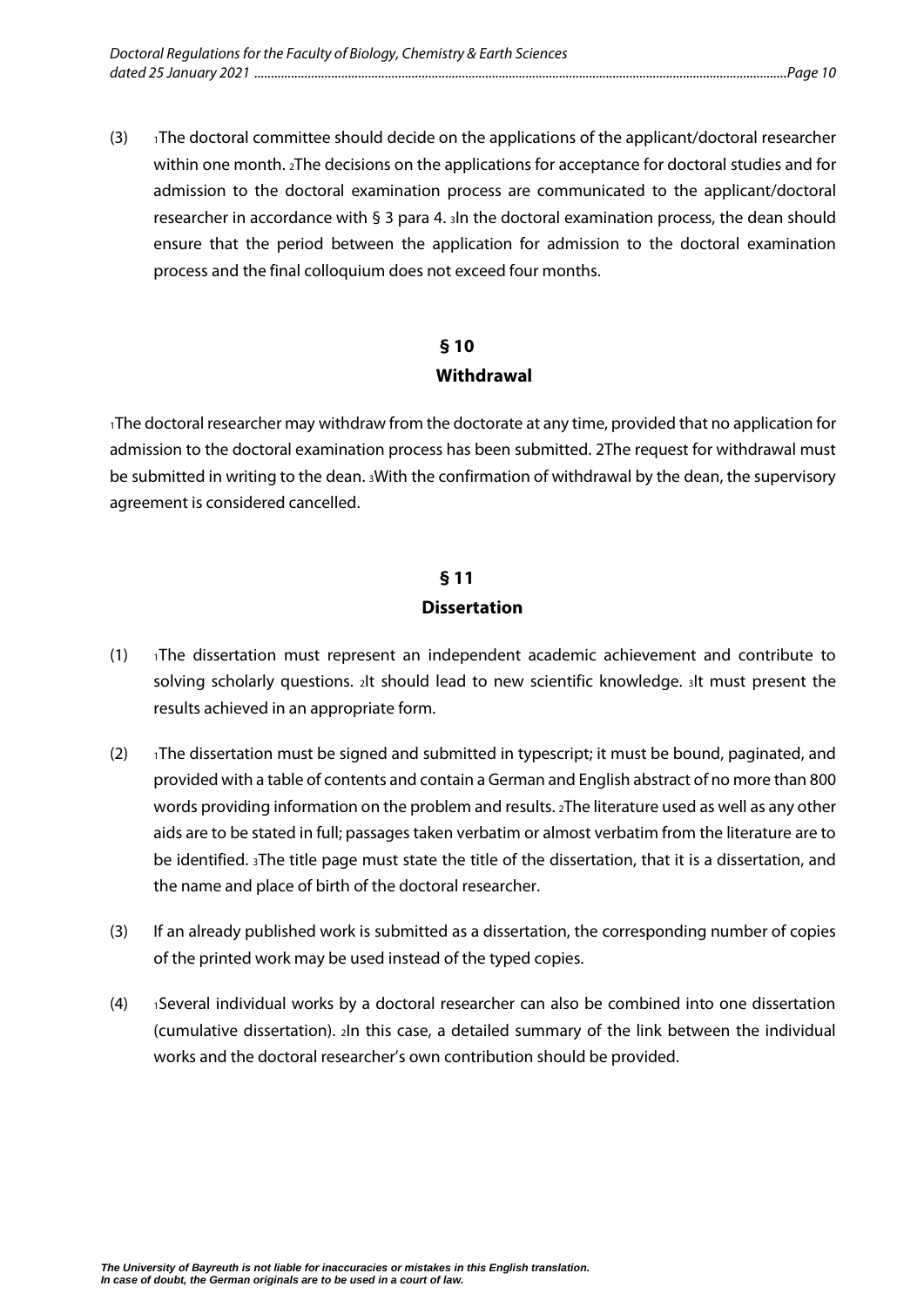(3) [1]The doctoral committee should decide on the applications of the applicant/doctoral researcher within one month. [2]The decisions on the applications for acceptance for doctoral studies and for admission to the doctoral examination process are communicated to the applicant/doctoral researcher in accordance with § 3 para 4. [3]In the doctoral examination process, the dean should ensure that the period between the application for admission to the doctoral examination process and the final colloquium does not exceed four months.

## § 10
## Withdrawal

[1]The doctoral researcher may withdraw from the doctorate at any time, provided that no application for admission to the doctoral examination process has been submitted. 2The request for withdrawal must be submitted in writing to the dean. [3]With the confirmation of withdrawal by the dean, the supervisory agreement is considered cancelled.

## § 11
## Dissertation

(1) [1]The dissertation must represent an independent academic achievement and contribute to solving scholarly questions. [2]It should lead to new scientific knowledge. [3]It must present the results achieved in an appropriate form.

(2) [1]The dissertation must be signed and submitted in typescript; it must be bound, paginated, and provided with a table of contents and contain a German and English abstract of no more than 800 words providing information on the problem and results. [2]The literature used as well as any other aids are to be stated in full; passages taken verbatim or almost verbatim from the literature are to be identified. [3]The title page must state the title of the dissertation, that it is a dissertation, and the name and place of birth of the doctoral researcher.

(3) If an already published work is submitted as a dissertation, the corresponding number of copies of the printed work may be used instead of the typed copies.

(4) [1]Several individual works by a doctoral researcher can also be combined into one dissertation (cumulative dissertation). [2]In this case, a detailed summary of the link between the individual works and the doctoral researcher's own contribution should be provided.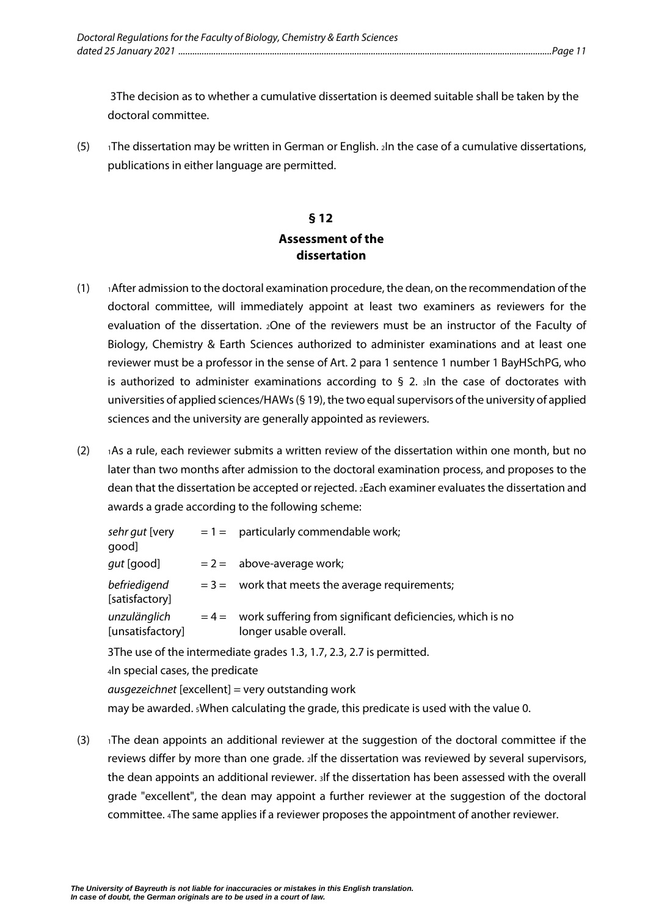3The decision as to whether a cumulative dissertation is deemed suitable shall be taken by the doctoral committee.

(5) 1The dissertation may be written in German or English. 2In the case of a cumulative dissertations, publications in either language are permitted.

## § 12
## Assessment of the dissertation

(1) 1After admission to the doctoral examination procedure, the dean, on the recommendation of the doctoral committee, will immediately appoint at least two examiners as reviewers for the evaluation of the dissertation. 2One of the reviewers must be an instructor of the Faculty of Biology, Chemistry & Earth Sciences authorized to administer examinations and at least one reviewer must be a professor in the sense of Art. 2 para 1 sentence 1 number 1 BayHSchPG, who is authorized to administer examinations according to § 2. 3In the case of doctorates with universities of applied sciences/HAWs (§ 19), the two equal supervisors of the university of applied sciences and the university are generally appointed as reviewers.

(2) 1As a rule, each reviewer submits a written review of the dissertation within one month, but no later than two months after admission to the doctoral examination process, and proposes to the dean that the dissertation be accepted or rejected. 2Each examiner evaluates the dissertation and awards a grade according to the following scheme:

| | | |
|---|---|---|
| *sehr gut* [very good] | = 1 = | particularly commendable work; |
| *gut* [good] | = 2 = | above-average work; |
| *befriedigend* [satisfactory] | = 3 = | work that meets the average requirements; |
| *unzulänglich* [unsatisfactory] | = 4 = | work suffering from significant deficiencies, which is no longer usable overall. |

3The use of the intermediate grades 1.3, 1.7, 2.3, 2.7 is permitted.

4In special cases, the predicate

*ausgezeichnet* [excellent] = very outstanding work

may be awarded. 5When calculating the grade, this predicate is used with the value 0.

(3) 1The dean appoints an additional reviewer at the suggestion of the doctoral committee if the reviews differ by more than one grade. 2If the dissertation was reviewed by several supervisors, the dean appoints an additional reviewer. 3If the dissertation has been assessed with the overall grade "excellent", the dean may appoint a further reviewer at the suggestion of the doctoral committee. 4The same applies if a reviewer proposes the appointment of another reviewer.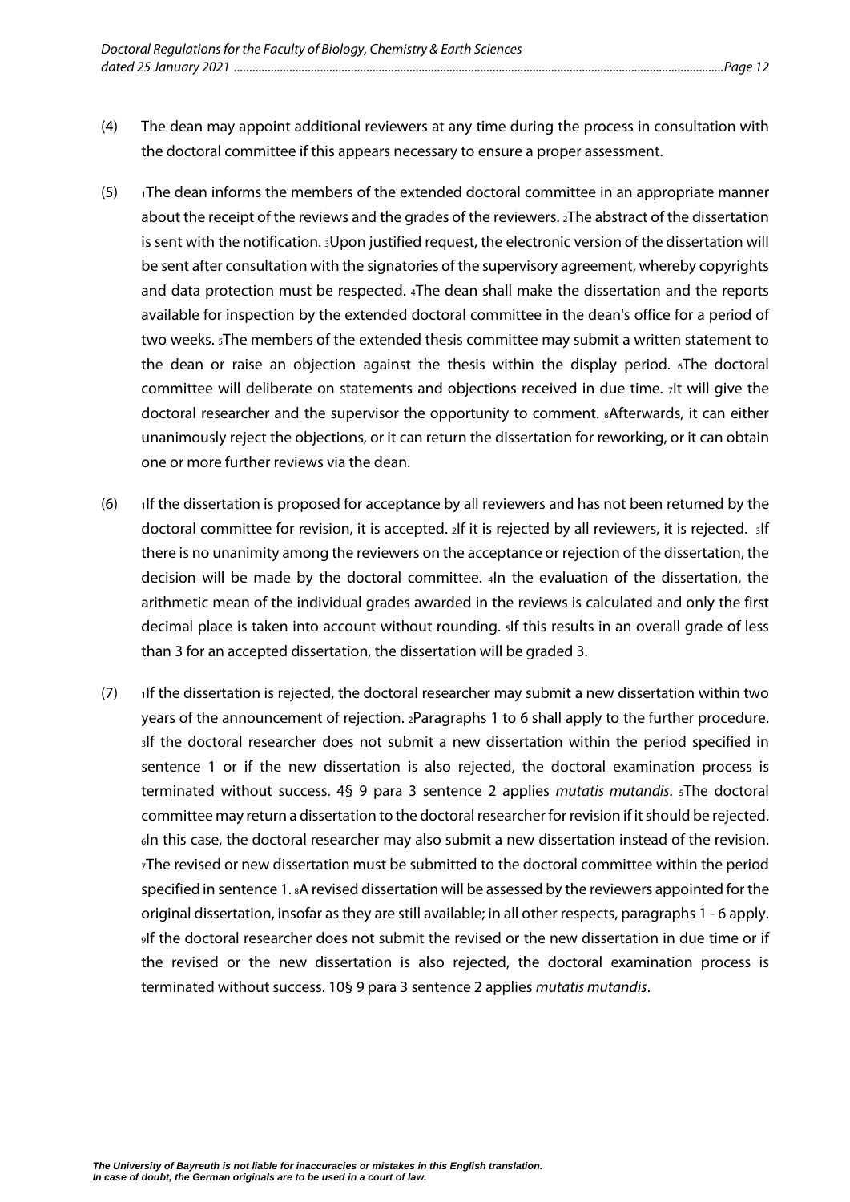(4) The dean may appoint additional reviewers at any time during the process in consultation with the doctoral committee if this appears necessary to ensure a proper assessment.

(5) 1The dean informs the members of the extended doctoral committee in an appropriate manner about the receipt of the reviews and the grades of the reviewers. 2The abstract of the dissertation is sent with the notification. 3Upon justified request, the electronic version of the dissertation will be sent after consultation with the signatories of the supervisory agreement, whereby copyrights and data protection must be respected. 4The dean shall make the dissertation and the reports available for inspection by the extended doctoral committee in the dean's office for a period of two weeks. 5The members of the extended thesis committee may submit a written statement to the dean or raise an objection against the thesis within the display period. 6The doctoral committee will deliberate on statements and objections received in due time. 7It will give the doctoral researcher and the supervisor the opportunity to comment. 8Afterwards, it can either unanimously reject the objections, or it can return the dissertation for reworking, or it can obtain one or more further reviews via the dean.

(6) 1If the dissertation is proposed for acceptance by all reviewers and has not been returned by the doctoral committee for revision, it is accepted. 2If it is rejected by all reviewers, it is rejected. 3If there is no unanimity among the reviewers on the acceptance or rejection of the dissertation, the decision will be made by the doctoral committee. 4In the evaluation of the dissertation, the arithmetic mean of the individual grades awarded in the reviews is calculated and only the first decimal place is taken into account without rounding. 5If this results in an overall grade of less than 3 for an accepted dissertation, the dissertation will be graded 3.

(7) 1If the dissertation is rejected, the doctoral researcher may submit a new dissertation within two years of the announcement of rejection. 2Paragraphs 1 to 6 shall apply to the further procedure. 3If the doctoral researcher does not submit a new dissertation within the period specified in sentence 1 or if the new dissertation is also rejected, the doctoral examination process is terminated without success. 4§ 9 para 3 sentence 2 applies *mutatis mutandis*. 5The doctoral committee may return a dissertation to the doctoral researcher for revision if it should be rejected. 6In this case, the doctoral researcher may also submit a new dissertation instead of the revision. 7The revised or new dissertation must be submitted to the doctoral committee within the period specified in sentence 1. 8A revised dissertation will be assessed by the reviewers appointed for the original dissertation, insofar as they are still available; in all other respects, paragraphs 1 - 6 apply. 9If the doctoral researcher does not submit the revised or the new dissertation in due time or if the revised or the new dissertation is also rejected, the doctoral examination process is terminated without success. 10§ 9 para 3 sentence 2 applies *mutatis mutandis*.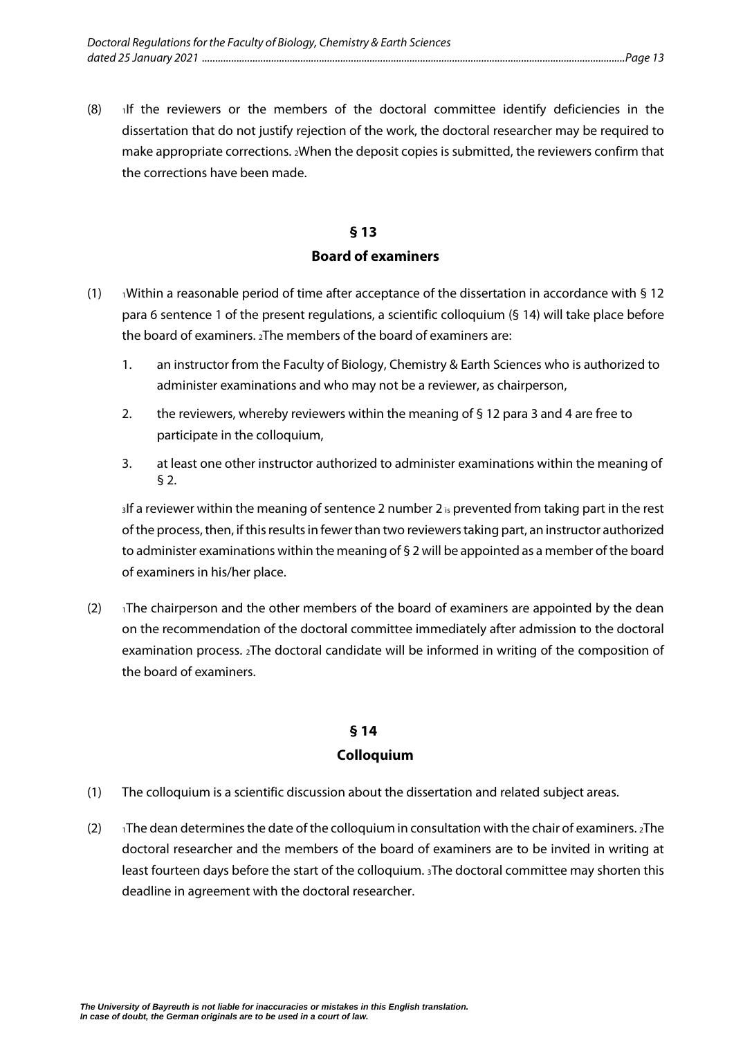(8) [1]If the reviewers or the members of the doctoral committee identify deficiencies in the dissertation that do not justify rejection of the work, the doctoral researcher may be required to make appropriate corrections. [2]When the deposit copies is submitted, the reviewers confirm that the corrections have been made.

## § 13
## Board of examiners

(1) [1]Within a reasonable period of time after acceptance of the dissertation in accordance with § 12 para 6 sentence 1 of the present regulations, a scientific colloquium (§ 14) will take place before the board of examiners. [2]The members of the board of examiners are:

1. an instructor from the Faculty of Biology, Chemistry & Earth Sciences who is authorized to administer examinations and who may not be a reviewer, as chairperson,
2. the reviewers, whereby reviewers within the meaning of § 12 para 3 and 4 are free to participate in the colloquium,
3. at least one other instructor authorized to administer examinations within the meaning of § 2.

[3]If a reviewer within the meaning of sentence 2 number 2 is prevented from taking part in the rest of the process, then, if this results in fewer than two reviewers taking part, an instructor authorized to administer examinations within the meaning of § 2 will be appointed as a member of the board of examiners in his/her place.

(2) [1]The chairperson and the other members of the board of examiners are appointed by the dean on the recommendation of the doctoral committee immediately after admission to the doctoral examination process. [2]The doctoral candidate will be informed in writing of the composition of the board of examiners.

## § 14
## Colloquium

(1) The colloquium is a scientific discussion about the dissertation and related subject areas.

(2) [1]The dean determines the date of the colloquium in consultation with the chair of examiners. [2]The doctoral researcher and the members of the board of examiners are to be invited in writing at least fourteen days before the start of the colloquium. [3]The doctoral committee may shorten this deadline in agreement with the doctoral researcher.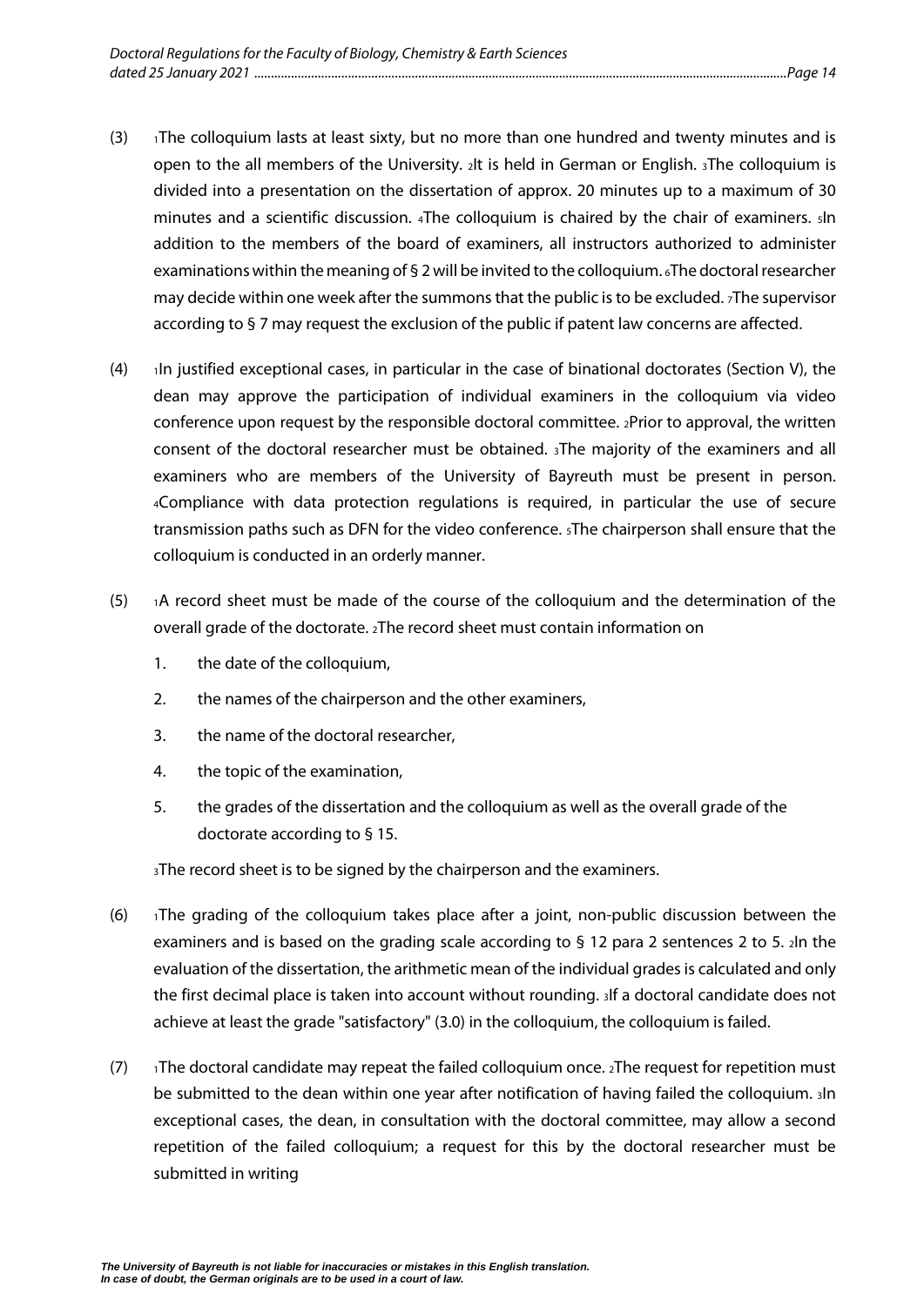(3) [1]The colloquium lasts at least sixty, but no more than one hundred and twenty minutes and is open to the all members of the University. [2]It is held in German or English. [3]The colloquium is divided into a presentation on the dissertation of approx. 20 minutes up to a maximum of 30 minutes and a scientific discussion. [4]The colloquium is chaired by the chair of examiners. [5]In addition to the members of the board of examiners, all instructors authorized to administer examinations within the meaning of § 2 will be invited to the colloquium. [6]The doctoral researcher may decide within one week after the summons that the public is to be excluded. [7]The supervisor according to § 7 may request the exclusion of the public if patent law concerns are affected.

(4) [1]In justified exceptional cases, in particular in the case of binational doctorates (Section V), the dean may approve the participation of individual examiners in the colloquium via video conference upon request by the responsible doctoral committee. [2]Prior to approval, the written consent of the doctoral researcher must be obtained. [3]The majority of the examiners and all examiners who are members of the University of Bayreuth must be present in person. [4]Compliance with data protection regulations is required, in particular the use of secure transmission paths such as DFN for the video conference. [5]The chairperson shall ensure that the colloquium is conducted in an orderly manner.

(5) [1]A record sheet must be made of the course of the colloquium and the determination of the overall grade of the doctorate. [2]The record sheet must contain information on

1. the date of the colloquium,
2. the names of the chairperson and the other examiners,
3. the name of the doctoral researcher,
4. the topic of the examination,
5. the grades of the dissertation and the colloquium as well as the overall grade of the doctorate according to § 15.

[3]The record sheet is to be signed by the chairperson and the examiners.

(6) [1]The grading of the colloquium takes place after a joint, non-public discussion between the examiners and is based on the grading scale according to § 12 para 2 sentences 2 to 5. [2]In the evaluation of the dissertation, the arithmetic mean of the individual grades is calculated and only the first decimal place is taken into account without rounding. [3]If a doctoral candidate does not achieve at least the grade "satisfactory" (3.0) in the colloquium, the colloquium is failed.

(7) [1]The doctoral candidate may repeat the failed colloquium once. [2]The request for repetition must be submitted to the dean within one year after notification of having failed the colloquium. [3]In exceptional cases, the dean, in consultation with the doctoral committee, may allow a second repetition of the failed colloquium; a request for this by the doctoral researcher must be submitted in writing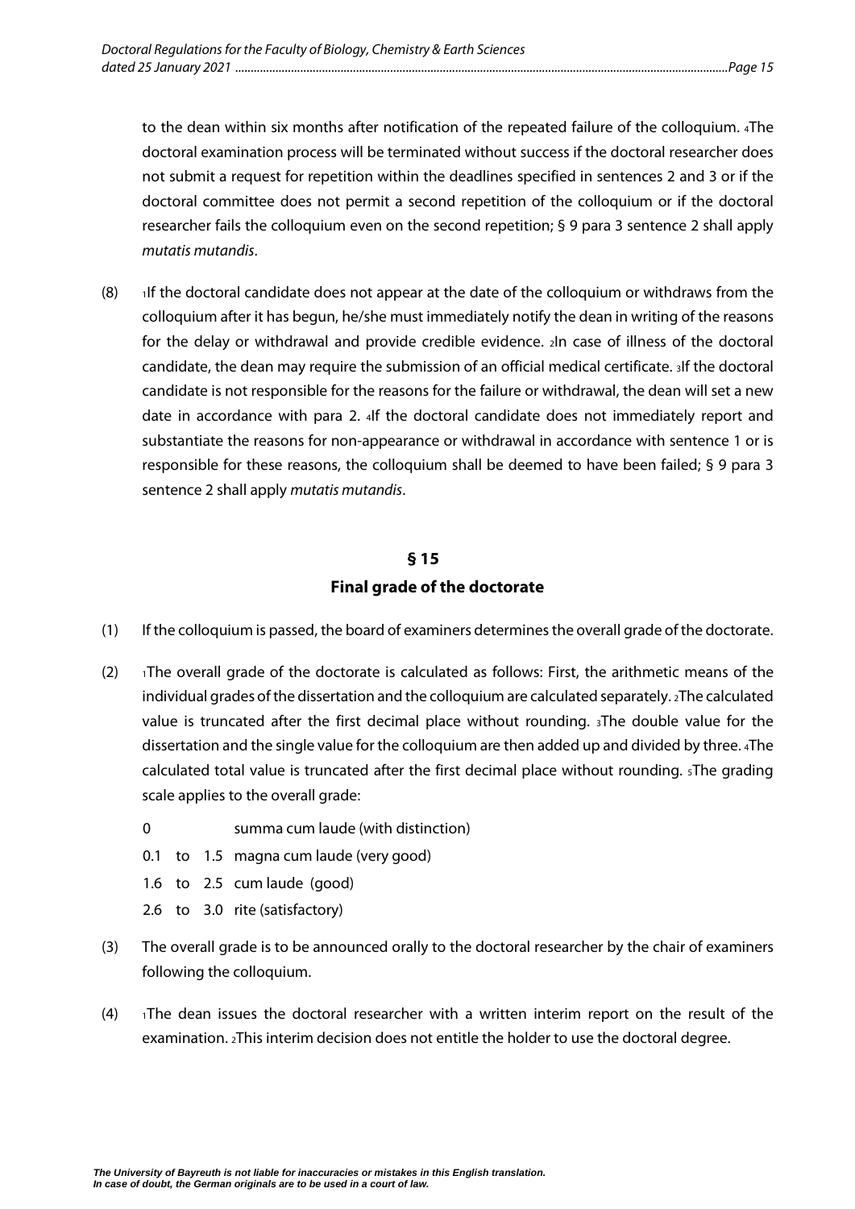to the dean within six months after notification of the repeated failure of the colloquium. 4The doctoral examination process will be terminated without success if the doctoral researcher does not submit a request for repetition within the deadlines specified in sentences 2 and 3 or if the doctoral committee does not permit a second repetition of the colloquium or if the doctoral researcher fails the colloquium even on the second repetition; § 9 para 3 sentence 2 shall apply *mutatis mutandis*.

(8) 1If the doctoral candidate does not appear at the date of the colloquium or withdraws from the colloquium after it has begun, he/she must immediately notify the dean in writing of the reasons for the delay or withdrawal and provide credible evidence. 2In case of illness of the doctoral candidate, the dean may require the submission of an official medical certificate. 3If the doctoral candidate is not responsible for the reasons for the failure or withdrawal, the dean will set a new date in accordance with para 2. 4If the doctoral candidate does not immediately report and substantiate the reasons for non-appearance or withdrawal in accordance with sentence 1 or is responsible for these reasons, the colloquium shall be deemed to have been failed; § 9 para 3 sentence 2 shall apply *mutatis mutandis*.

## § 15
## Final grade of the doctorate

(1) If the colloquium is passed, the board of examiners determines the overall grade of the doctorate.

(2) 1The overall grade of the doctorate is calculated as follows: First, the arithmetic means of the individual grades of the dissertation and the colloquium are calculated separately. 2The calculated value is truncated after the first decimal place without rounding. 3The double value for the dissertation and the single value for the colloquium are then added up and divided by three. 4The calculated total value is truncated after the first decimal place without rounding. 5The grading scale applies to the overall grade:

| | | | |
|---|---|---|---|
| 0 | | | summa cum laude (with distinction) |
| 0.1 | to | 1.5 | magna cum laude (very good) |
| 1.6 | to | 2.5 | cum laude (good) |
| 2.6 | to | 3.0 | rite (satisfactory) |

(3) The overall grade is to be announced orally to the doctoral researcher by the chair of examiners following the colloquium.

(4) 1The dean issues the doctoral researcher with a written interim report on the result of the examination. 2This interim decision does not entitle the holder to use the doctoral degree.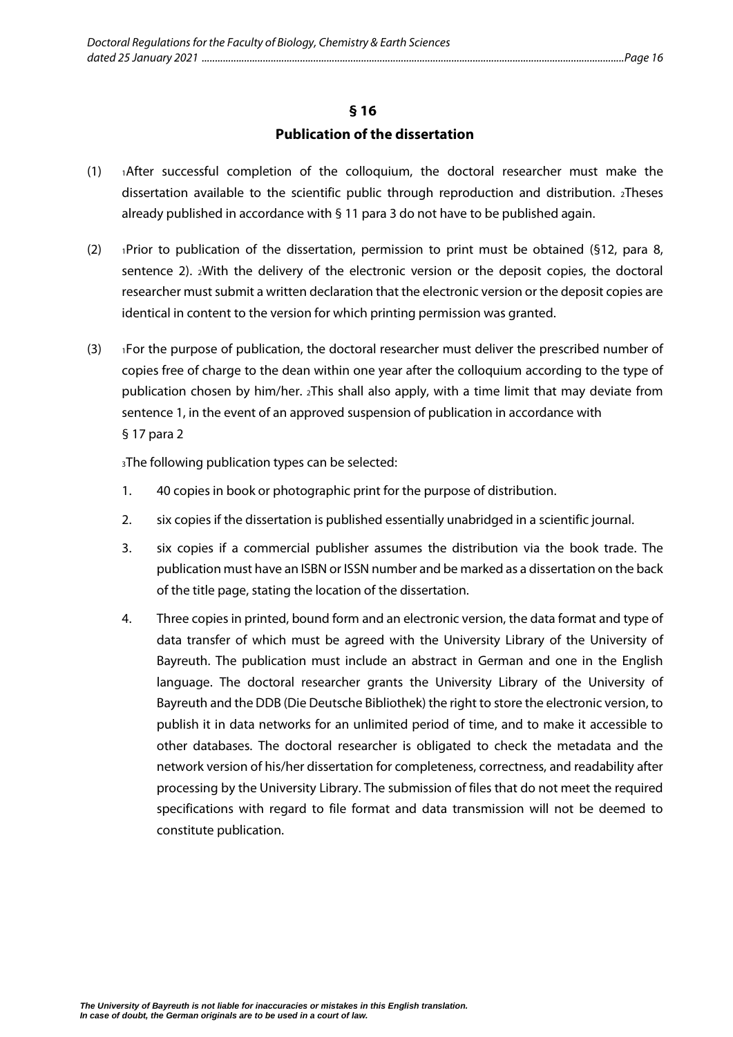## § 16
## Publication of the dissertation

(1) [1]After successful completion of the colloquium, the doctoral researcher must make the dissertation available to the scientific public through reproduction and distribution. [2]Theses already published in accordance with § 11 para 3 do not have to be published again.

(2) [1]Prior to publication of the dissertation, permission to print must be obtained (§12, para 8, sentence 2). [2]With the delivery of the electronic version or the deposit copies, the doctoral researcher must submit a written declaration that the electronic version or the deposit copies are identical in content to the version for which printing permission was granted.

(3) [1]For the purpose of publication, the doctoral researcher must deliver the prescribed number of copies free of charge to the dean within one year after the colloquium according to the type of publication chosen by him/her. [2]This shall also apply, with a time limit that may deviate from sentence 1, in the event of an approved suspension of publication in accordance with § 17 para 2

[3]The following publication types can be selected:

1. 40 copies in book or photographic print for the purpose of distribution.
2. six copies if the dissertation is published essentially unabridged in a scientific journal.
3. six copies if a commercial publisher assumes the distribution via the book trade. The publication must have an ISBN or ISSN number and be marked as a dissertation on the back of the title page, stating the location of the dissertation.
4. Three copies in printed, bound form and an electronic version, the data format and type of data transfer of which must be agreed with the University Library of the University of Bayreuth. The publication must include an abstract in German and one in the English language. The doctoral researcher grants the University Library of the University of Bayreuth and the DDB (Die Deutsche Bibliothek) the right to store the electronic version, to publish it in data networks for an unlimited period of time, and to make it accessible to other databases. The doctoral researcher is obligated to check the metadata and the network version of his/her dissertation for completeness, correctness, and readability after processing by the University Library. The submission of files that do not meet the required specifications with regard to file format and data transmission will not be deemed to constitute publication.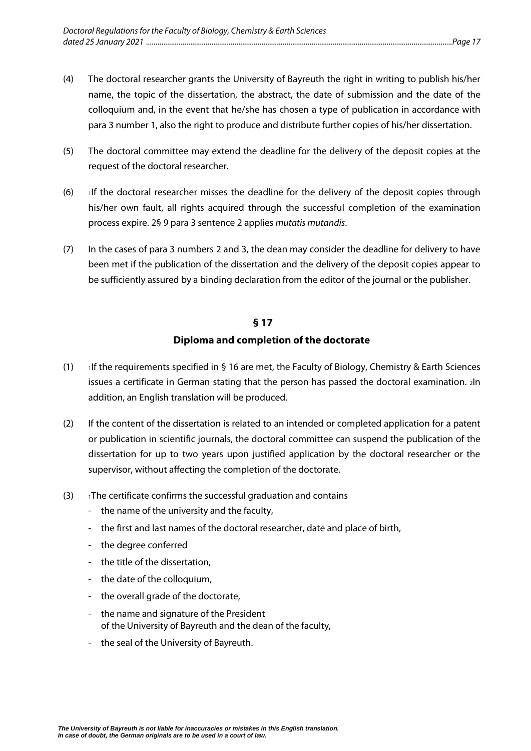(4) The doctoral researcher grants the University of Bayreuth the right in writing to publish his/her name, the topic of the dissertation, the abstract, the date of submission and the date of the colloquium and, in the event that he/she has chosen a type of publication in accordance with para 3 number 1, also the right to produce and distribute further copies of his/her dissertation.

(5) The doctoral committee may extend the deadline for the delivery of the deposit copies at the request of the doctoral researcher.

(6) 1If the doctoral researcher misses the deadline for the delivery of the deposit copies through his/her own fault, all rights acquired through the successful completion of the examination process expire. 2§ 9 para 3 sentence 2 applies *mutatis mutandis*.

(7) In the cases of para 3 numbers 2 and 3, the dean may consider the deadline for delivery to have been met if the publication of the dissertation and the delivery of the deposit copies appear to be sufficiently assured by a binding declaration from the editor of the journal or the publisher.

## § 17

## Diploma and completion of the doctorate

(1) 1If the requirements specified in § 16 are met, the Faculty of Biology, Chemistry & Earth Sciences issues a certificate in German stating that the person has passed the doctoral examination. 2In addition, an English translation will be produced.

(2) If the content of the dissertation is related to an intended or completed application for a patent or publication in scientific journals, the doctoral committee can suspend the publication of the dissertation for up to two years upon justified application by the doctoral researcher or the supervisor, without affecting the completion of the doctorate.

(3) 1The certificate confirms the successful graduation and contains

- the name of the university and the faculty,
- the first and last names of the doctoral researcher, date and place of birth,
- the degree conferred
- the title of the dissertation,
- the date of the colloquium,
- the overall grade of the doctorate,
- the name and signature of the President of the University of Bayreuth and the dean of the faculty,
- the seal of the University of Bayreuth.

***The University of Bayreuth is not liable for inaccuracies or mistakes in this English translation. In case of doubt, the German originals are to be used in a court of law.***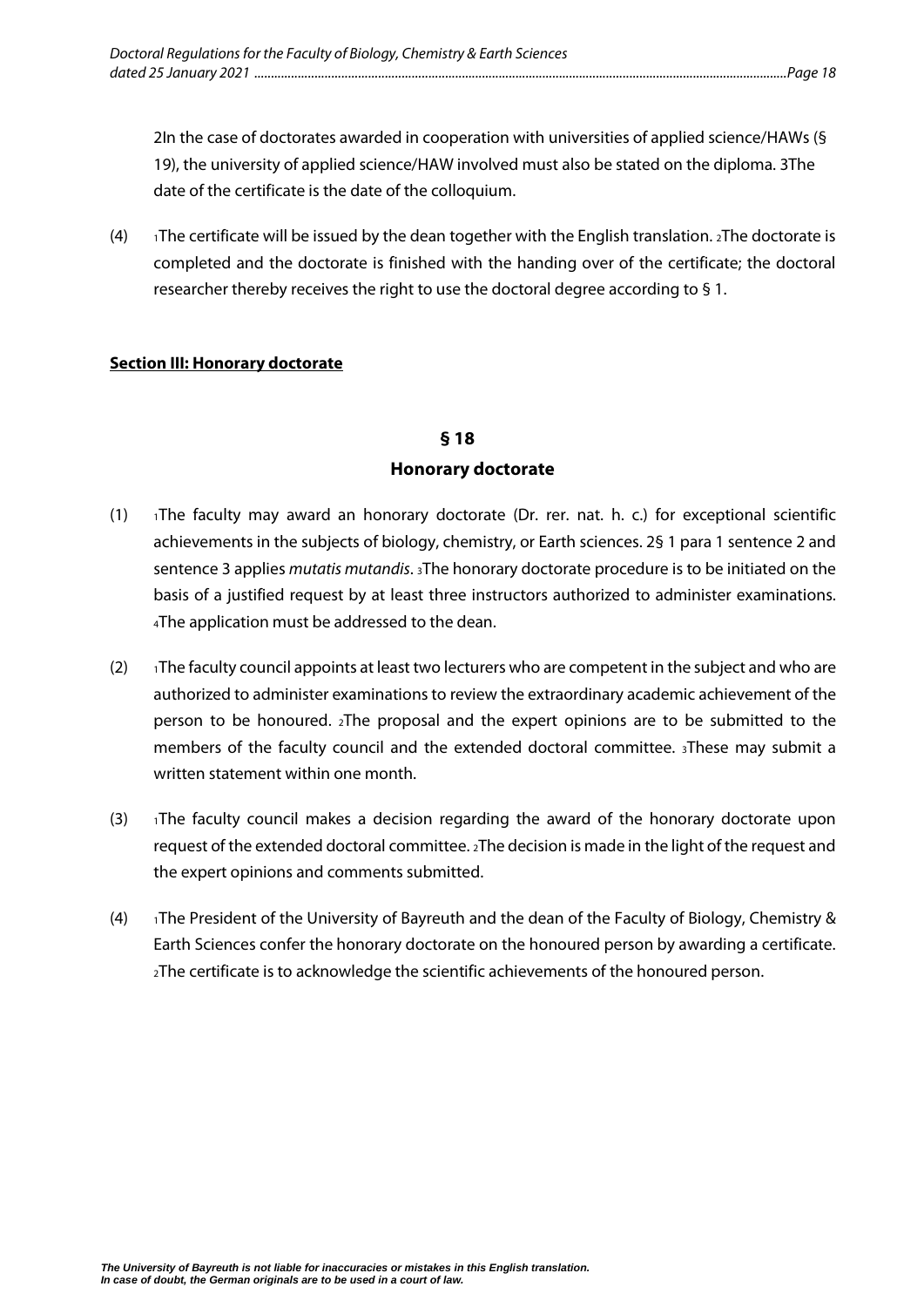2In the case of doctorates awarded in cooperation with universities of applied science/HAWs (§ 19), the university of applied science/HAW involved must also be stated on the diploma. 3The date of the certificate is the date of the colloquium.

(4) 1The certificate will be issued by the dean together with the English translation. 2The doctorate is completed and the doctorate is finished with the handing over of the certificate; the doctoral researcher thereby receives the right to use the doctoral degree according to § 1.

**Section III: Honorary doctorate**

## § 18
## Honorary doctorate

(1) 1The faculty may award an honorary doctorate (Dr. rer. nat. h. c.) for exceptional scientific achievements in the subjects of biology, chemistry, or Earth sciences. 2§ 1 para 1 sentence 2 and sentence 3 applies *mutatis mutandis*. 3The honorary doctorate procedure is to be initiated on the basis of a justified request by at least three instructors authorized to administer examinations. 4The application must be addressed to the dean.

(2) 1The faculty council appoints at least two lecturers who are competent in the subject and who are authorized to administer examinations to review the extraordinary academic achievement of the person to be honoured. 2The proposal and the expert opinions are to be submitted to the members of the faculty council and the extended doctoral committee. 3These may submit a written statement within one month.

(3) 1The faculty council makes a decision regarding the award of the honorary doctorate upon request of the extended doctoral committee. 2The decision is made in the light of the request and the expert opinions and comments submitted.

(4) 1The President of the University of Bayreuth and the dean of the Faculty of Biology, Chemistry & Earth Sciences confer the honorary doctorate on the honoured person by awarding a certificate. 2The certificate is to acknowledge the scientific achievements of the honoured person.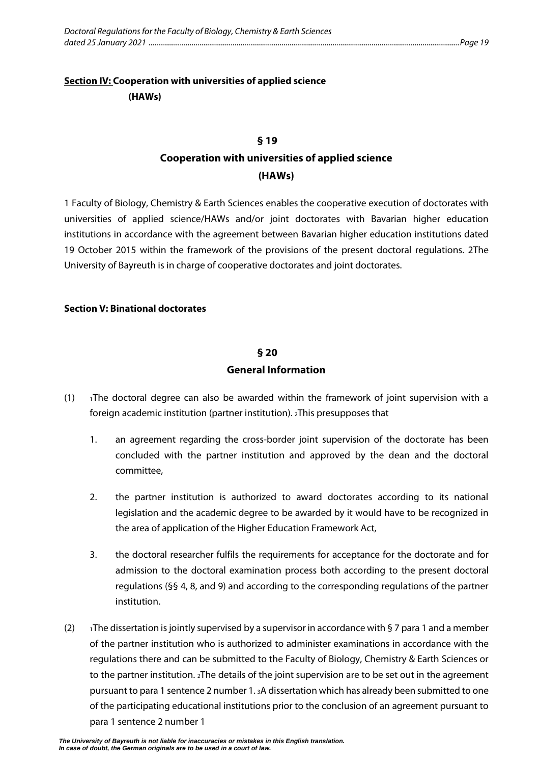**Section IV: Cooperation with universities of applied science (HAWs)**

## § 19
## Cooperation with universities of applied science (HAWs)

1 Faculty of Biology, Chemistry & Earth Sciences enables the cooperative execution of doctorates with universities of applied science/HAWs and/or joint doctorates with Bavarian higher education institutions in accordance with the agreement between Bavarian higher education institutions dated 19 October 2015 within the framework of the provisions of the present doctoral regulations. 2The University of Bayreuth is in charge of cooperative doctorates and joint doctorates.

**Section V: Binational doctorates**

## § 20
## General Information

(1) 1The doctoral degree can also be awarded within the framework of joint supervision with a foreign academic institution (partner institution). 2This presupposes that

1. an agreement regarding the cross-border joint supervision of the doctorate has been concluded with the partner institution and approved by the dean and the doctoral committee,
2. the partner institution is authorized to award doctorates according to its national legislation and the academic degree to be awarded by it would have to be recognized in the area of application of the Higher Education Framework Act,
3. the doctoral researcher fulfils the requirements for acceptance for the doctorate and for admission to the doctoral examination process both according to the present doctoral regulations (§§ 4, 8, and 9) and according to the corresponding regulations of the partner institution.

(2) 1The dissertation is jointly supervised by a supervisor in accordance with § 7 para 1 and a member of the partner institution who is authorized to administer examinations in accordance with the regulations there and can be submitted to the Faculty of Biology, Chemistry & Earth Sciences or to the partner institution. 2The details of the joint supervision are to be set out in the agreement pursuant to para 1 sentence 2 number 1. 3A dissertation which has already been submitted to one of the participating educational institutions prior to the conclusion of an agreement pursuant to para 1 sentence 2 number 1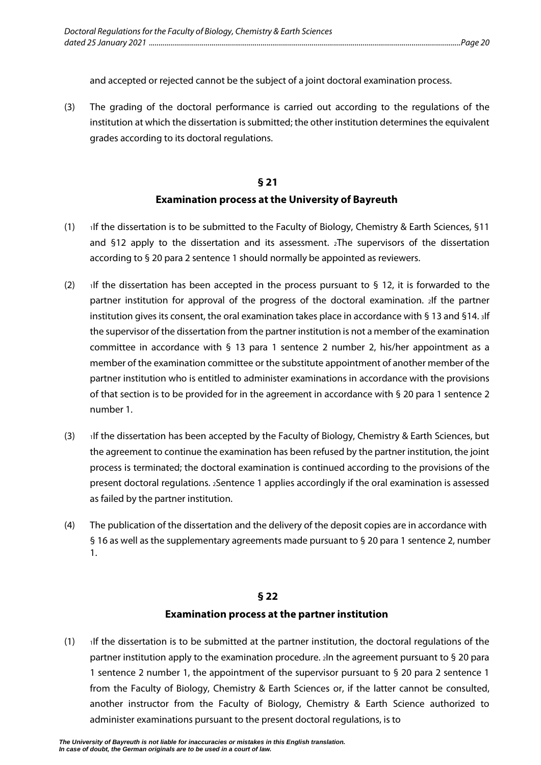and accepted or rejected cannot be the subject of a joint doctoral examination process.

(3) The grading of the doctoral performance is carried out according to the regulations of the institution at which the dissertation is submitted; the other institution determines the equivalent grades according to its doctoral regulations.

## § 21
## Examination process at the University of Bayreuth

(1) 1If the dissertation is to be submitted to the Faculty of Biology, Chemistry & Earth Sciences, §11 and §12 apply to the dissertation and its assessment. 2The supervisors of the dissertation according to § 20 para 2 sentence 1 should normally be appointed as reviewers.

(2) 1If the dissertation has been accepted in the process pursuant to § 12, it is forwarded to the partner institution for approval of the progress of the doctoral examination. 2If the partner institution gives its consent, the oral examination takes place in accordance with § 13 and §14. 3If the supervisor of the dissertation from the partner institution is not a member of the examination committee in accordance with § 13 para 1 sentence 2 number 2, his/her appointment as a member of the examination committee or the substitute appointment of another member of the partner institution who is entitled to administer examinations in accordance with the provisions of that section is to be provided for in the agreement in accordance with § 20 para 1 sentence 2 number 1.

(3) 1If the dissertation has been accepted by the Faculty of Biology, Chemistry & Earth Sciences, but the agreement to continue the examination has been refused by the partner institution, the joint process is terminated; the doctoral examination is continued according to the provisions of the present doctoral regulations. 2Sentence 1 applies accordingly if the oral examination is assessed as failed by the partner institution.

(4) The publication of the dissertation and the delivery of the deposit copies are in accordance with § 16 as well as the supplementary agreements made pursuant to § 20 para 1 sentence 2, number 1.

## § 22
## Examination process at the partner institution

(1) 1If the dissertation is to be submitted at the partner institution, the doctoral regulations of the partner institution apply to the examination procedure. 2In the agreement pursuant to § 20 para 1 sentence 2 number 1, the appointment of the supervisor pursuant to § 20 para 2 sentence 1 from the Faculty of Biology, Chemistry & Earth Sciences or, if the latter cannot be consulted, another instructor from the Faculty of Biology, Chemistry & Earth Science authorized to administer examinations pursuant to the present doctoral regulations, is to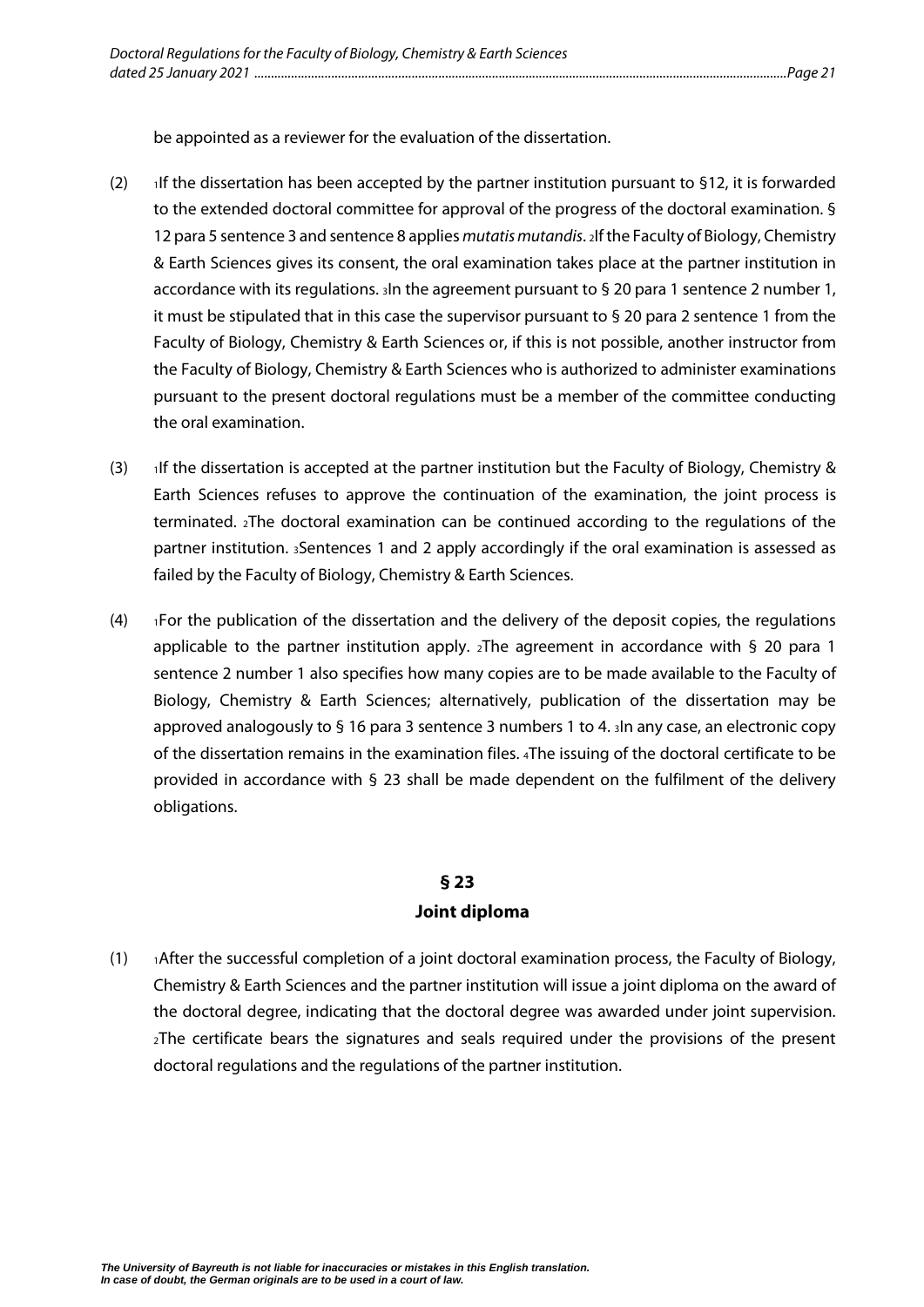be appointed as a reviewer for the evaluation of the dissertation.

(2) [1]If the dissertation has been accepted by the partner institution pursuant to §12, it is forwarded to the extended doctoral committee for approval of the progress of the doctoral examination. § 12 para 5 sentence 3 and sentence 8 applies *mutatis mutandis*. [2]If the Faculty of Biology, Chemistry & Earth Sciences gives its consent, the oral examination takes place at the partner institution in accordance with its regulations. [3]In the agreement pursuant to § 20 para 1 sentence 2 number 1, it must be stipulated that in this case the supervisor pursuant to § 20 para 2 sentence 1 from the Faculty of Biology, Chemistry & Earth Sciences or, if this is not possible, another instructor from the Faculty of Biology, Chemistry & Earth Sciences who is authorized to administer examinations pursuant to the present doctoral regulations must be a member of the committee conducting the oral examination.

(3) [1]If the dissertation is accepted at the partner institution but the Faculty of Biology, Chemistry & Earth Sciences refuses to approve the continuation of the examination, the joint process is terminated. [2]The doctoral examination can be continued according to the regulations of the partner institution. [3]Sentences 1 and 2 apply accordingly if the oral examination is assessed as failed by the Faculty of Biology, Chemistry & Earth Sciences.

(4) [1]For the publication of the dissertation and the delivery of the deposit copies, the regulations applicable to the partner institution apply. [2]The agreement in accordance with § 20 para 1 sentence 2 number 1 also specifies how many copies are to be made available to the Faculty of Biology, Chemistry & Earth Sciences; alternatively, publication of the dissertation may be approved analogously to § 16 para 3 sentence 3 numbers 1 to 4. [3]In any case, an electronic copy of the dissertation remains in the examination files. [4]The issuing of the doctoral certificate to be provided in accordance with § 23 shall be made dependent on the fulfilment of the delivery obligations.

## § 23
## Joint diploma

(1) [1]After the successful completion of a joint doctoral examination process, the Faculty of Biology, Chemistry & Earth Sciences and the partner institution will issue a joint diploma on the award of the doctoral degree, indicating that the doctoral degree was awarded under joint supervision. [2]The certificate bears the signatures and seals required under the provisions of the present doctoral regulations and the regulations of the partner institution.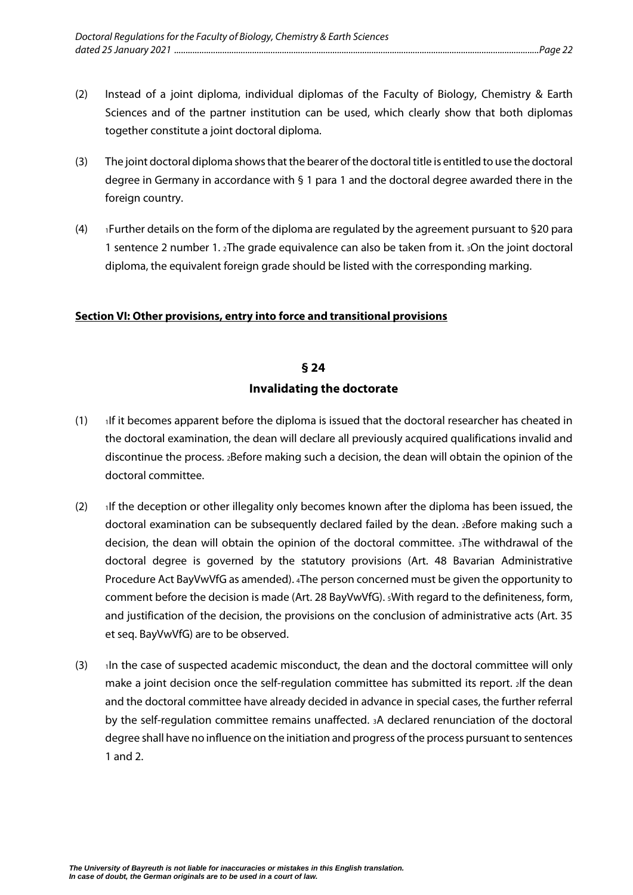(2) Instead of a joint diploma, individual diplomas of the Faculty of Biology, Chemistry & Earth Sciences and of the partner institution can be used, which clearly show that both diplomas together constitute a joint doctoral diploma.

(3) The joint doctoral diploma shows that the bearer of the doctoral title is entitled to use the doctoral degree in Germany in accordance with § 1 para 1 and the doctoral degree awarded there in the foreign country.

(4) 1Further details on the form of the diploma are regulated by the agreement pursuant to §20 para 1 sentence 2 number 1. 2The grade equivalence can also be taken from it. 3On the joint doctoral diploma, the equivalent foreign grade should be listed with the corresponding marking.

## Section VI: Other provisions, entry into force and transitional provisions

### § 24
### Invalidating the doctorate

(1) 1If it becomes apparent before the diploma is issued that the doctoral researcher has cheated in the doctoral examination, the dean will declare all previously acquired qualifications invalid and discontinue the process. 2Before making such a decision, the dean will obtain the opinion of the doctoral committee.

(2) 1If the deception or other illegality only becomes known after the diploma has been issued, the doctoral examination can be subsequently declared failed by the dean. 2Before making such a decision, the dean will obtain the opinion of the doctoral committee. 3The withdrawal of the doctoral degree is governed by the statutory provisions (Art. 48 Bavarian Administrative Procedure Act BayVwVfG as amended). 4The person concerned must be given the opportunity to comment before the decision is made (Art. 28 BayVwVfG). 5With regard to the definiteness, form, and justification of the decision, the provisions on the conclusion of administrative acts (Art. 35 et seq. BayVwVfG) are to be observed.

(3) 1In the case of suspected academic misconduct, the dean and the doctoral committee will only make a joint decision once the self-regulation committee has submitted its report. 2If the dean and the doctoral committee have already decided in advance in special cases, the further referral by the self-regulation committee remains unaffected. 3A declared renunciation of the doctoral degree shall have no influence on the initiation and progress of the process pursuant to sentences 1 and 2.

***The University of Bayreuth is not liable for inaccuracies or mistakes in this English translation. In case of doubt, the German originals are to be used in a court of law.***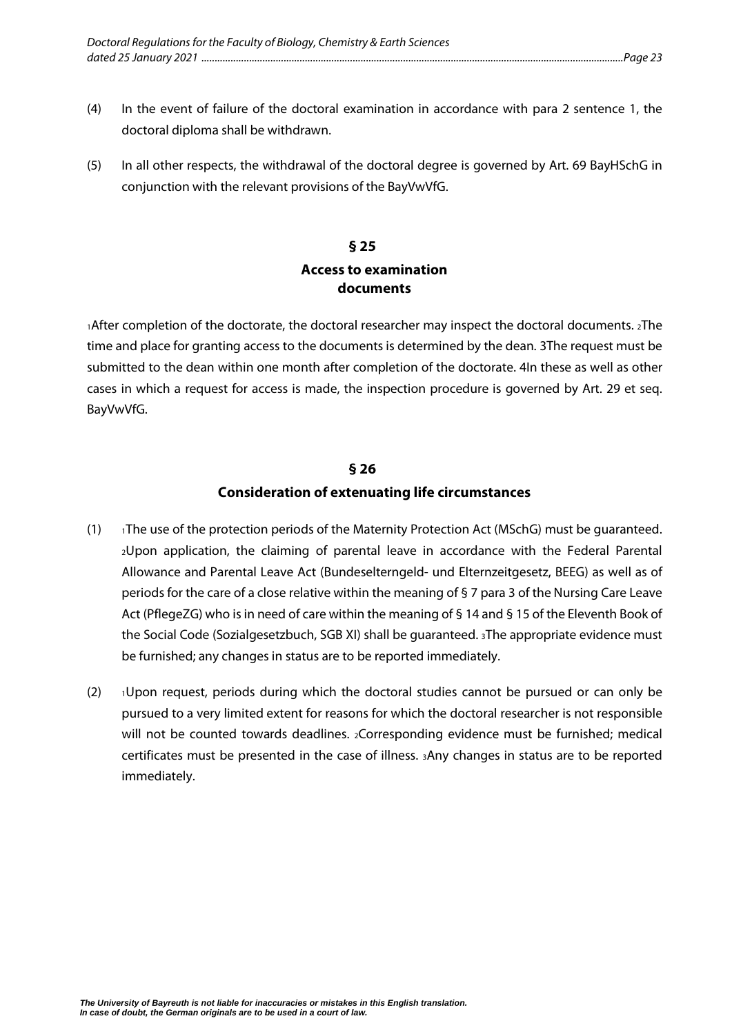(4) In the event of failure of the doctoral examination in accordance with para 2 sentence 1, the doctoral diploma shall be withdrawn.

(5) In all other respects, the withdrawal of the doctoral degree is governed by Art. 69 BayHSchG in conjunction with the relevant provisions of the BayVwVfG.

## § 25
## Access to examination documents

1After completion of the doctorate, the doctoral researcher may inspect the doctoral documents. 2The time and place for granting access to the documents is determined by the dean. 3The request must be submitted to the dean within one month after completion of the doctorate. 4In these as well as other cases in which a request for access is made, the inspection procedure is governed by Art. 29 et seq. BayVwVfG.

## § 26
## Consideration of extenuating life circumstances

(1) 1The use of the protection periods of the Maternity Protection Act (MSchG) must be guaranteed. 2Upon application, the claiming of parental leave in accordance with the Federal Parental Allowance and Parental Leave Act (Bundeselterngeld- und Elternzeitgesetz, BEEG) as well as of periods for the care of a close relative within the meaning of § 7 para 3 of the Nursing Care Leave Act (PflegeZG) who is in need of care within the meaning of § 14 and § 15 of the Eleventh Book of the Social Code (Sozialgesetzbuch, SGB XI) shall be guaranteed. 3The appropriate evidence must be furnished; any changes in status are to be reported immediately.

(2) 1Upon request, periods during which the doctoral studies cannot be pursued or can only be pursued to a very limited extent for reasons for which the doctoral researcher is not responsible will not be counted towards deadlines. 2Corresponding evidence must be furnished; medical certificates must be presented in the case of illness. 3Any changes in status are to be reported immediately.

*The University of Bayreuth is not liable for inaccuracies or mistakes in this English translation. In case of doubt, the German originals are to be used in a court of law.*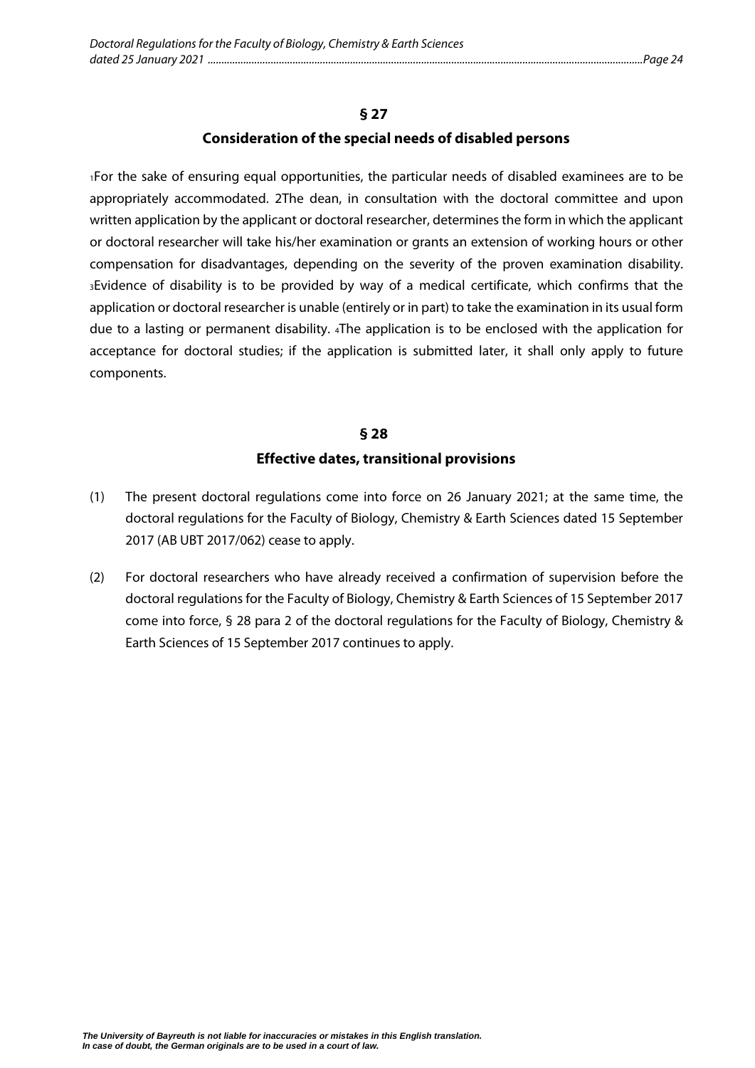## § 27

## Consideration of the special needs of disabled persons

[1]For the sake of ensuring equal opportunities, the particular needs of disabled examinees are to be appropriately accommodated. 2The dean, in consultation with the doctoral committee and upon written application by the applicant or doctoral researcher, determines the form in which the applicant or doctoral researcher will take his/her examination or grants an extension of working hours or other compensation for disadvantages, depending on the severity of the proven examination disability. [3]Evidence of disability is to be provided by way of a medical certificate, which confirms that the application or doctoral researcher is unable (entirely or in part) to take the examination in its usual form due to a lasting or permanent disability. [4]The application is to be enclosed with the application for acceptance for doctoral studies; if the application is submitted later, it shall only apply to future components.

## § 28

## Effective dates, transitional provisions

(1) The present doctoral regulations come into force on 26 January 2021; at the same time, the doctoral regulations for the Faculty of Biology, Chemistry & Earth Sciences dated 15 September 2017 (AB UBT 2017/062) cease to apply.

(2) For doctoral researchers who have already received a confirmation of supervision before the doctoral regulations for the Faculty of Biology, Chemistry & Earth Sciences of 15 September 2017 come into force, § 28 para 2 of the doctoral regulations for the Faculty of Biology, Chemistry & Earth Sciences of 15 September 2017 continues to apply.

***The University of Bayreuth is not liable for inaccuracies or mistakes in this English translation. In case of doubt, the German originals are to be used in a court of law.***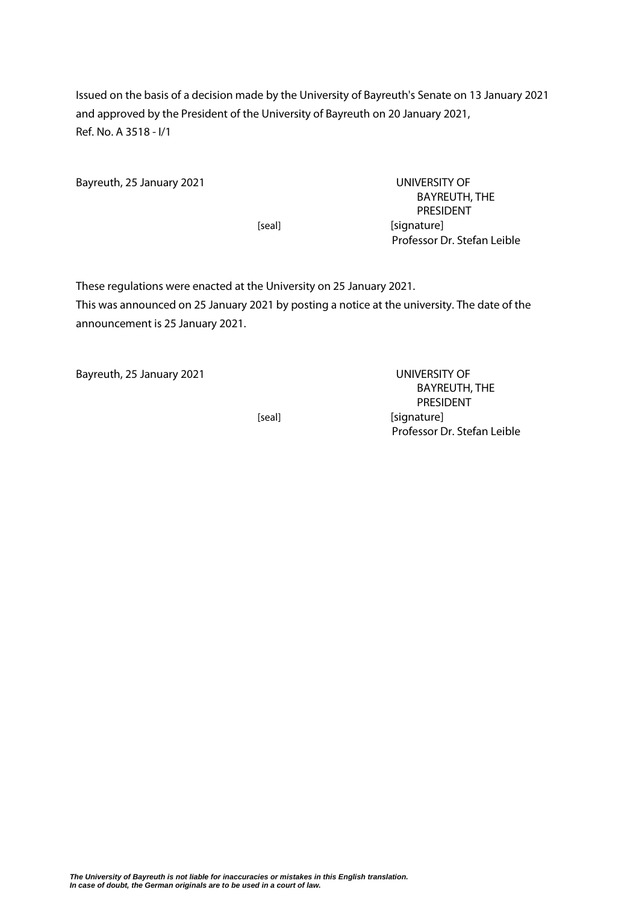Issued on the basis of a decision made by the University of Bayreuth's Senate on 13 January 2021 and approved by the President of the University of Bayreuth on 20 January 2021, Ref. No. A 3518 - I/1

Bayreuth, 25 January 2021

UNIVERSITY OF BAYREUTH, THE PRESIDENT

[seal]

[signature]

Professor Dr. Stefan Leible

These regulations were enacted at the University on 25 January 2021.
This was announced on 25 January 2021 by posting a notice at the university. The date of the announcement is 25 January 2021.

Bayreuth, 25 January 2021

UNIVERSITY OF BAYREUTH, THE PRESIDENT

[seal]

[signature]

Professor Dr. Stefan Leible

***The University of Bayreuth is not liable for inaccuracies or mistakes in this English translation. In case of doubt, the German originals are to be used in a court of law.***